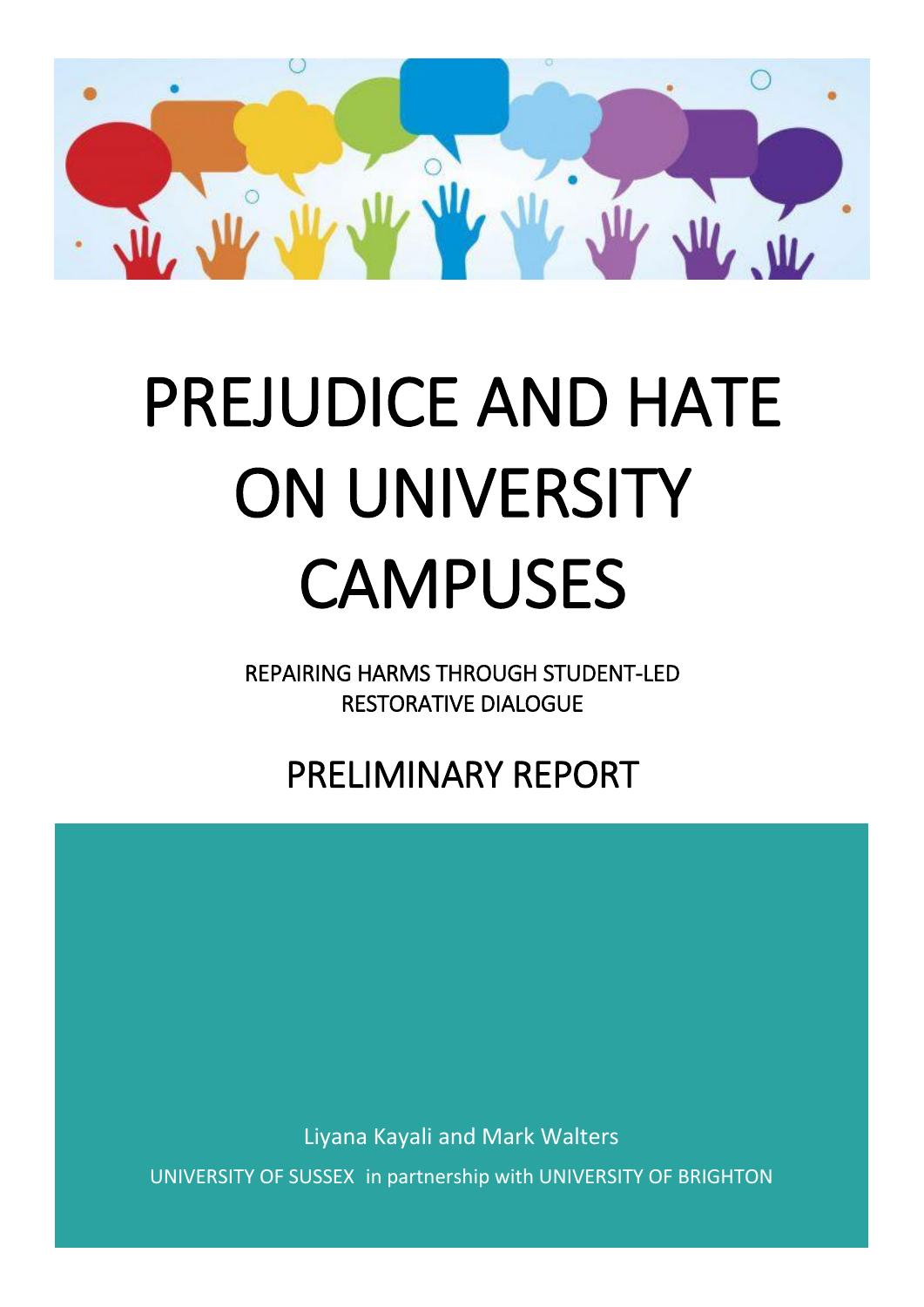# PREJUDICE AND HATE ON UNIVERSITY CAMPUSES

REPAIRING HARMS THROUGH STUDENT-LED RESTORATIVE DIALOGUE

## PRELIMINARY REPORT

Liyana Kayali and Mark Walters

UNIVERSITY OF SUSSEX in partnership with UNIVERSITY OF BRIGHTON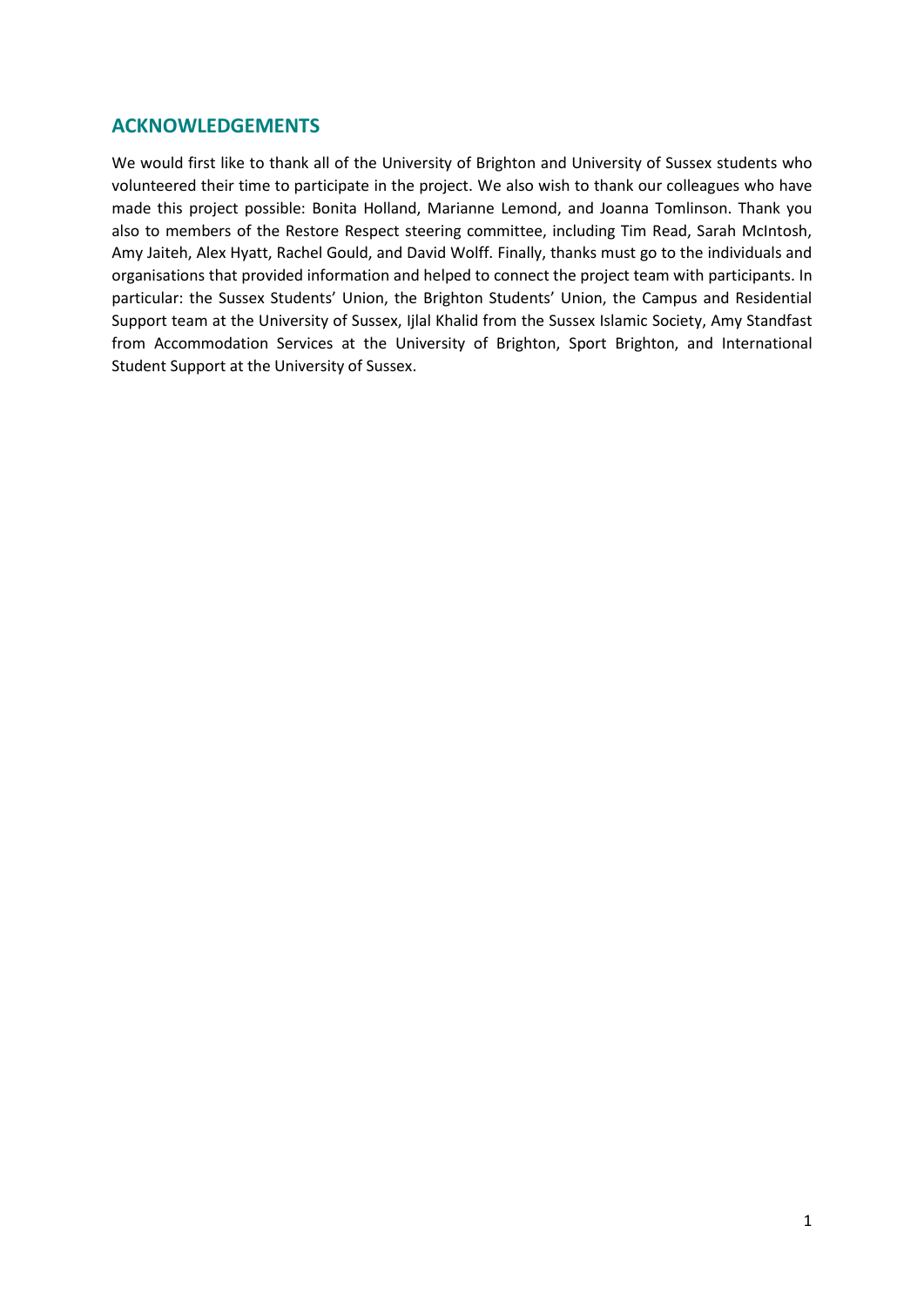## ACKNOWLEDGEMENTS

We would first like to thank all of the University of Brighton and University of Sussex students who volunteered their time to participate in the project. We also wish to thank our colleagues who have made this project possible: Bonita Holland, Marianne Lemond, and Joanna Tomlinson. Thank you also to members of the Restore Respect steering committee, including Tim Read, Sarah McIntosh, Amy Jaiteh, Alex Hyatt, Rachel Gould, and David Wolff. Finally, thanks must go to the individuals and organisations that provided information and helped to connect the project team with participants. In particular: the Sussex Students' Union, the Brighton Students' Union, the Campus and Residential Support team at the University of Sussex, Ijlal Khalid from the Sussex Islamic Society, Amy Standfast from Accommodation Services at the University of Brighton, Sport Brighton, and International Student Support at the University of Sussex.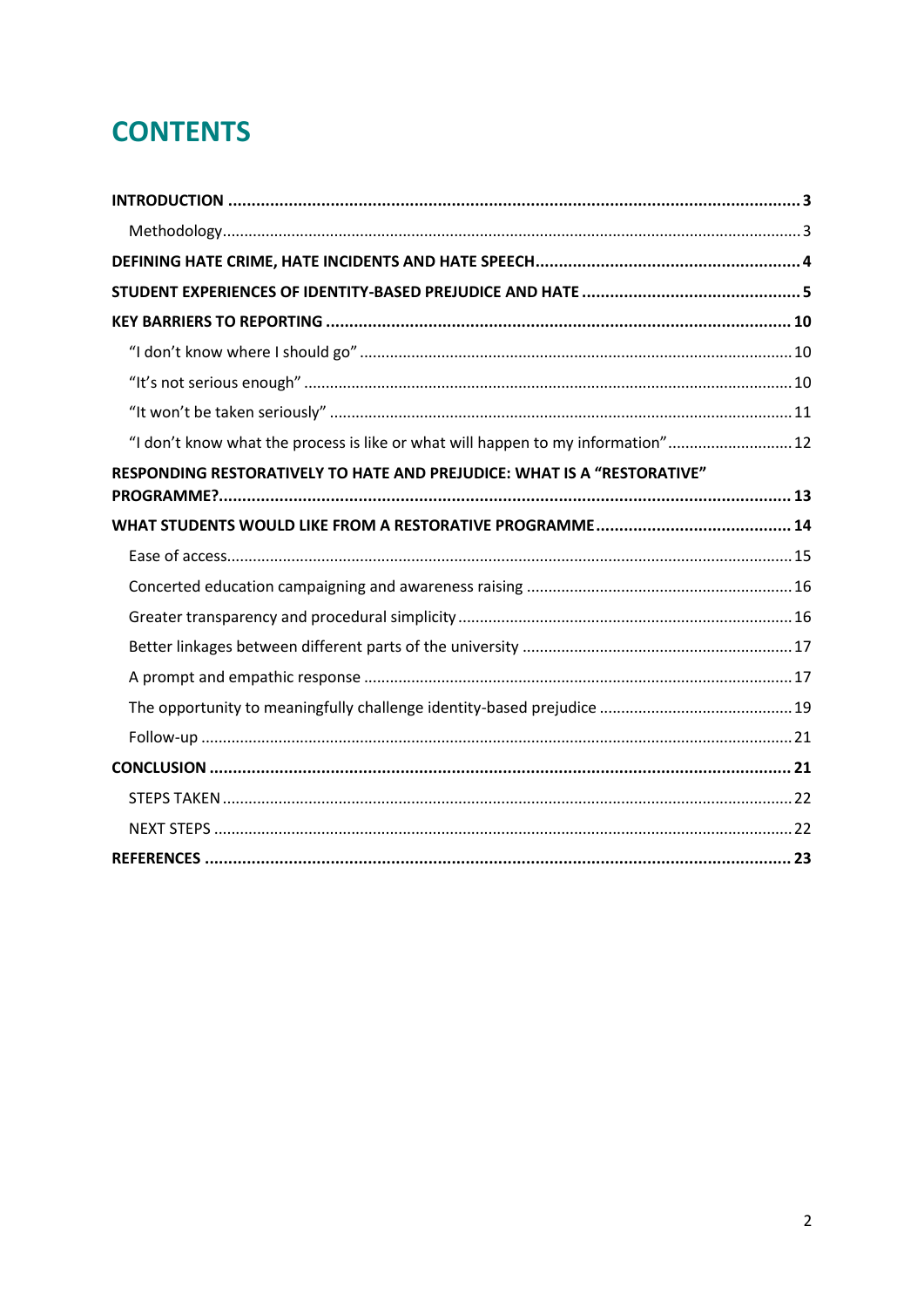# CONTENTS

**INTRODUCTION** ... **3**

- Methodology ... 3

**DEFINING HATE CRIME, HATE INCIDENTS AND HATE SPEECH** ... **4**

**STUDENT EXPERIENCES OF IDENTITY-BASED PREJUDICE AND HATE** ... **5**

**KEY BARRIERS TO REPORTING** ... **10**

- "I don't know where I should go" ... 10
- "It's not serious enough" ... 10
- "It won't be taken seriously" ... 11
- "I don't know what the process is like or what will happen to my information" ... 12

**RESPONDING RESTORATIVELY TO HATE AND PREJUDICE: WHAT IS A "RESTORATIVE" PROGRAMME?** ... **13**

**WHAT STUDENTS WOULD LIKE FROM A RESTORATIVE PROGRAMME** ... **14**

- Ease of access ... 15
- Concerted education campaigning and awareness raising ... 16
- Greater transparency and procedural simplicity ... 16
- Better linkages between different parts of the university ... 17
- A prompt and empathic response ... 17
- The opportunity to meaningfully challenge identity-based prejudice ... 19
- Follow-up ... 21

**CONCLUSION** ... **21**

- STEPS TAKEN ... 22
- NEXT STEPS ... 22

**REFERENCES** ... **23**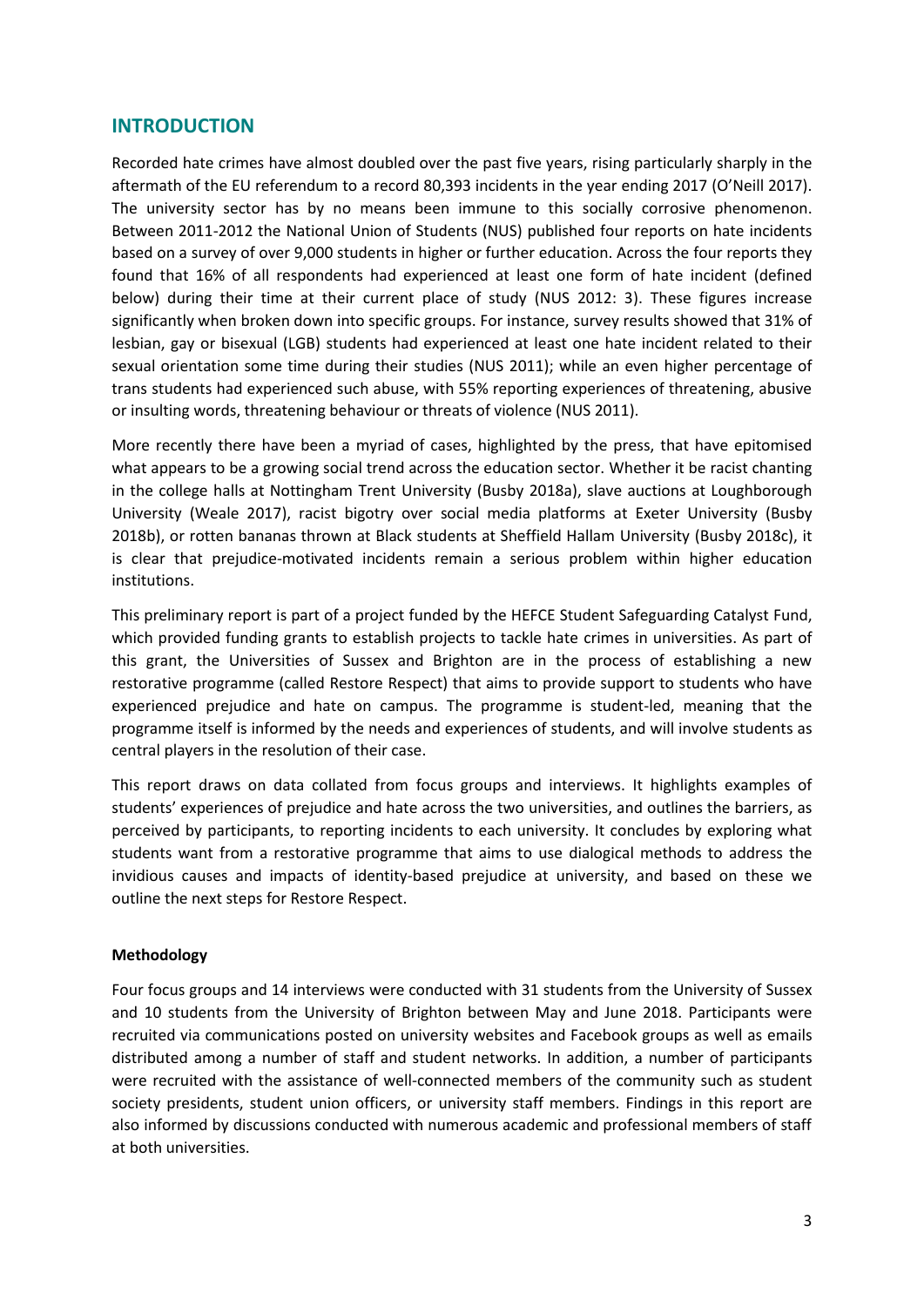## INTRODUCTION

Recorded hate crimes have almost doubled over the past five years, rising particularly sharply in the aftermath of the EU referendum to a record 80,393 incidents in the year ending 2017 (O'Neill 2017). The university sector has by no means been immune to this socially corrosive phenomenon. Between 2011-2012 the National Union of Students (NUS) published four reports on hate incidents based on a survey of over 9,000 students in higher or further education. Across the four reports they found that 16% of all respondents had experienced at least one form of hate incident (defined below) during their time at their current place of study (NUS 2012: 3). These figures increase significantly when broken down into specific groups. For instance, survey results showed that 31% of lesbian, gay or bisexual (LGB) students had experienced at least one hate incident related to their sexual orientation some time during their studies (NUS 2011); while an even higher percentage of trans students had experienced such abuse, with 55% reporting experiences of threatening, abusive or insulting words, threatening behaviour or threats of violence (NUS 2011).

More recently there have been a myriad of cases, highlighted by the press, that have epitomised what appears to be a growing social trend across the education sector. Whether it be racist chanting in the college halls at Nottingham Trent University (Busby 2018a), slave auctions at Loughborough University (Weale 2017), racist bigotry over social media platforms at Exeter University (Busby 2018b), or rotten bananas thrown at Black students at Sheffield Hallam University (Busby 2018c), it is clear that prejudice-motivated incidents remain a serious problem within higher education institutions.

This preliminary report is part of a project funded by the HEFCE Student Safeguarding Catalyst Fund, which provided funding grants to establish projects to tackle hate crimes in universities. As part of this grant, the Universities of Sussex and Brighton are in the process of establishing a new restorative programme (called Restore Respect) that aims to provide support to students who have experienced prejudice and hate on campus. The programme is student-led, meaning that the programme itself is informed by the needs and experiences of students, and will involve students as central players in the resolution of their case.

This report draws on data collated from focus groups and interviews. It highlights examples of students' experiences of prejudice and hate across the two universities, and outlines the barriers, as perceived by participants, to reporting incidents to each university. It concludes by exploring what students want from a restorative programme that aims to use dialogical methods to address the invidious causes and impacts of identity-based prejudice at university, and based on these we outline the next steps for Restore Respect.

### Methodology

Four focus groups and 14 interviews were conducted with 31 students from the University of Sussex and 10 students from the University of Brighton between May and June 2018. Participants were recruited via communications posted on university websites and Facebook groups as well as emails distributed among a number of staff and student networks. In addition, a number of participants were recruited with the assistance of well-connected members of the community such as student society presidents, student union officers, or university staff members. Findings in this report are also informed by discussions conducted with numerous academic and professional members of staff at both universities.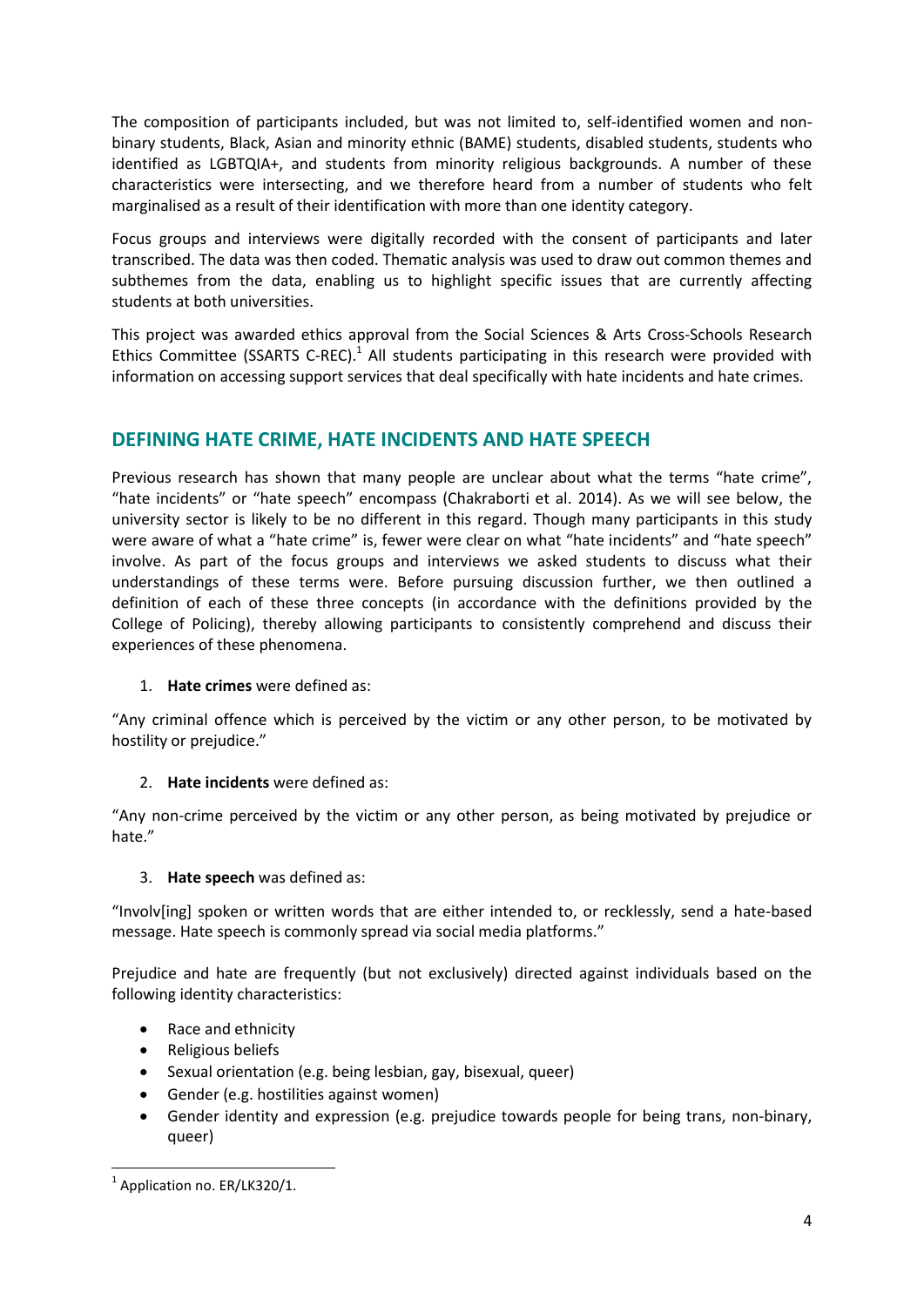The composition of participants included, but was not limited to, self-identified women and non-binary students, Black, Asian and minority ethnic (BAME) students, disabled students, students who identified as LGBTQIA+, and students from minority religious backgrounds. A number of these characteristics were intersecting, and we therefore heard from a number of students who felt marginalised as a result of their identification with more than one identity category.

Focus groups and interviews were digitally recorded with the consent of participants and later transcribed. The data was then coded. Thematic analysis was used to draw out common themes and subthemes from the data, enabling us to highlight specific issues that are currently affecting students at both universities.

This project was awarded ethics approval from the Social Sciences & Arts Cross-Schools Research Ethics Committee (SSARTS C-REC).[1] All students participating in this research were provided with information on accessing support services that deal specifically with hate incidents and hate crimes.

## DEFINING HATE CRIME, HATE INCIDENTS AND HATE SPEECH

Previous research has shown that many people are unclear about what the terms "hate crime", "hate incidents" or "hate speech" encompass (Chakraborti et al. 2014). As we will see below, the university sector is likely to be no different in this regard. Though many participants in this study were aware of what a "hate crime" is, fewer were clear on what "hate incidents" and "hate speech" involve. As part of the focus groups and interviews we asked students to discuss what their understandings of these terms were. Before pursuing discussion further, we then outlined a definition of each of these three concepts (in accordance with the definitions provided by the College of Policing), thereby allowing participants to consistently comprehend and discuss their experiences of these phenomena.

1. **Hate crimes** were defined as:

"Any criminal offence which is perceived by the victim or any other person, to be motivated by hostility or prejudice."

2. **Hate incidents** were defined as:

"Any non-crime perceived by the victim or any other person, as being motivated by prejudice or hate."

3. **Hate speech** was defined as:

"Involv[ing] spoken or written words that are either intended to, or recklessly, send a hate-based message. Hate speech is commonly spread via social media platforms."

Prejudice and hate are frequently (but not exclusively) directed against individuals based on the following identity characteristics:

- Race and ethnicity
- Religious beliefs
- Sexual orientation (e.g. being lesbian, gay, bisexual, queer)
- Gender (e.g. hostilities against women)
- Gender identity and expression (e.g. prejudice towards people for being trans, non-binary, queer)

[1] Application no. ER/LK320/1.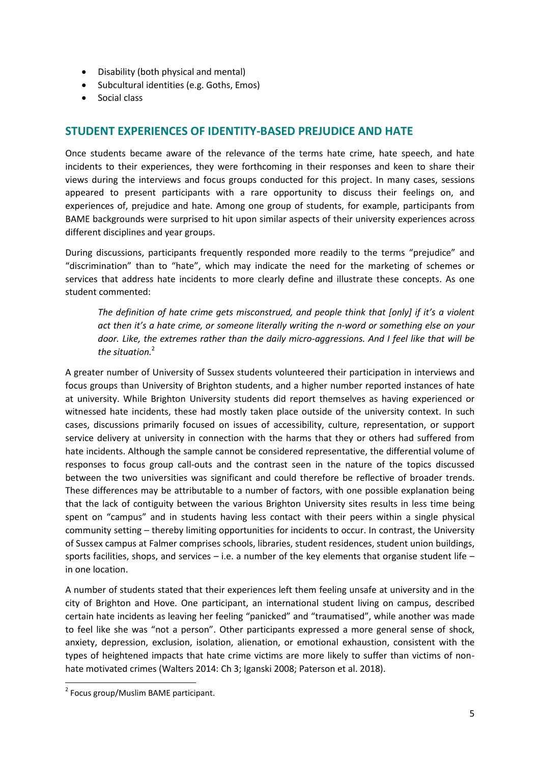- Disability (both physical and mental)
- Subcultural identities (e.g. Goths, Emos)
- Social class

## STUDENT EXPERIENCES OF IDENTITY-BASED PREJUDICE AND HATE

Once students became aware of the relevance of the terms hate crime, hate speech, and hate incidents to their experiences, they were forthcoming in their responses and keen to share their views during the interviews and focus groups conducted for this project. In many cases, sessions appeared to present participants with a rare opportunity to discuss their feelings on, and experiences of, prejudice and hate. Among one group of students, for example, participants from BAME backgrounds were surprised to hit upon similar aspects of their university experiences across different disciplines and year groups.

During discussions, participants frequently responded more readily to the terms "prejudice" and "discrimination" than to "hate", which may indicate the need for the marketing of schemes or services that address hate incidents to more clearly define and illustrate these concepts. As one student commented:

> *The definition of hate crime gets misconstrued, and people think that [only] if it's a violent act then it's a hate crime, or someone literally writing the n-word or something else on your door. Like, the extremes rather than the daily micro-aggressions. And I feel like that will be the situation.*[2]

A greater number of University of Sussex students volunteered their participation in interviews and focus groups than University of Brighton students, and a higher number reported instances of hate at university. While Brighton University students did report themselves as having experienced or witnessed hate incidents, these had mostly taken place outside of the university context. In such cases, discussions primarily focused on issues of accessibility, culture, representation, or support service delivery at university in connection with the harms that they or others had suffered from hate incidents. Although the sample cannot be considered representative, the differential volume of responses to focus group call-outs and the contrast seen in the nature of the topics discussed between the two universities was significant and could therefore be reflective of broader trends. These differences may be attributable to a number of factors, with one possible explanation being that the lack of contiguity between the various Brighton University sites results in less time being spent on "campus" and in students having less contact with their peers within a single physical community setting – thereby limiting opportunities for incidents to occur. In contrast, the University of Sussex campus at Falmer comprises schools, libraries, student residences, student union buildings, sports facilities, shops, and services – i.e. a number of the key elements that organise student life – in one location.

A number of students stated that their experiences left them feeling unsafe at university and in the city of Brighton and Hove. One participant, an international student living on campus, described certain hate incidents as leaving her feeling "panicked" and "traumatised", while another was made to feel like she was "not a person". Other participants expressed a more general sense of shock, anxiety, depression, exclusion, isolation, alienation, or emotional exhaustion, consistent with the types of heightened impacts that hate crime victims are more likely to suffer than victims of non-hate motivated crimes (Walters 2014: Ch 3; Iganski 2008; Paterson et al. 2018).

---

[2] Focus group/Muslim BAME participant.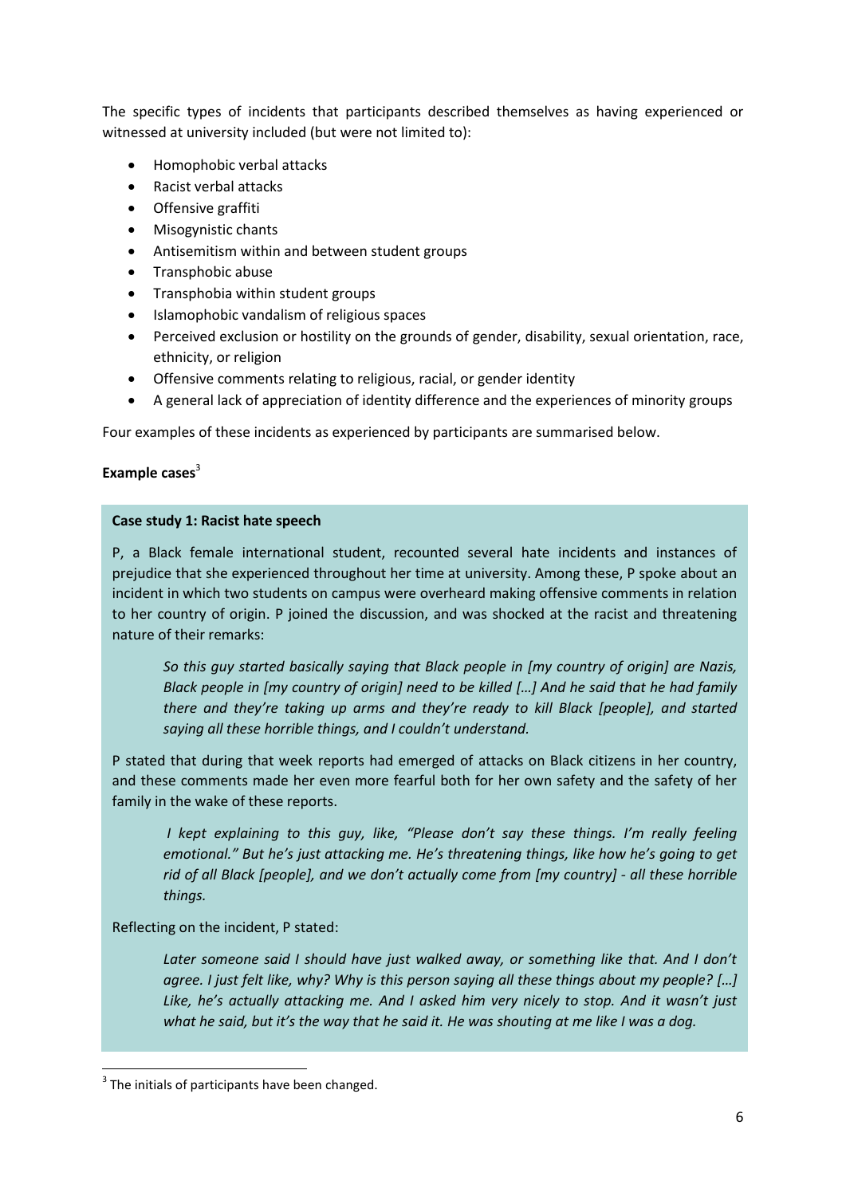The specific types of incidents that participants described themselves as having experienced or witnessed at university included (but were not limited to):

- Homophobic verbal attacks
- Racist verbal attacks
- Offensive graffiti
- Misogynistic chants
- Antisemitism within and between student groups
- Transphobic abuse
- Transphobia within student groups
- Islamophobic vandalism of religious spaces
- Perceived exclusion or hostility on the grounds of gender, disability, sexual orientation, race, ethnicity, or religion
- Offensive comments relating to religious, racial, or gender identity
- A general lack of appreciation of identity difference and the experiences of minority groups

Four examples of these incidents as experienced by participants are summarised below.

**Example cases**[3]

**Case study 1: Racist hate speech**

P, a Black female international student, recounted several hate incidents and instances of prejudice that she experienced throughout her time at university. Among these, P spoke about an incident in which two students on campus were overheard making offensive comments in relation to her country of origin. P joined the discussion, and was shocked at the racist and threatening nature of their remarks:

> *So this guy started basically saying that Black people in [my country of origin] are Nazis, Black people in [my country of origin] need to be killed […] And he said that he had family there and they're taking up arms and they're ready to kill Black [people], and started saying all these horrible things, and I couldn't understand.*

P stated that during that week reports had emerged of attacks on Black citizens in her country, and these comments made her even more fearful both for her own safety and the safety of her family in the wake of these reports.

> *I kept explaining to this guy, like, "Please don't say these things. I'm really feeling emotional." But he's just attacking me. He's threatening things, like how he's going to get rid of all Black [people], and we don't actually come from [my country] - all these horrible things.*

Reflecting on the incident, P stated:

> *Later someone said I should have just walked away, or something like that. And I don't agree. I just felt like, why? Why is this person saying all these things about my people? […] Like, he's actually attacking me. And I asked him very nicely to stop. And it wasn't just what he said, but it's the way that he said it. He was shouting at me like I was a dog.*

[3] The initials of participants have been changed.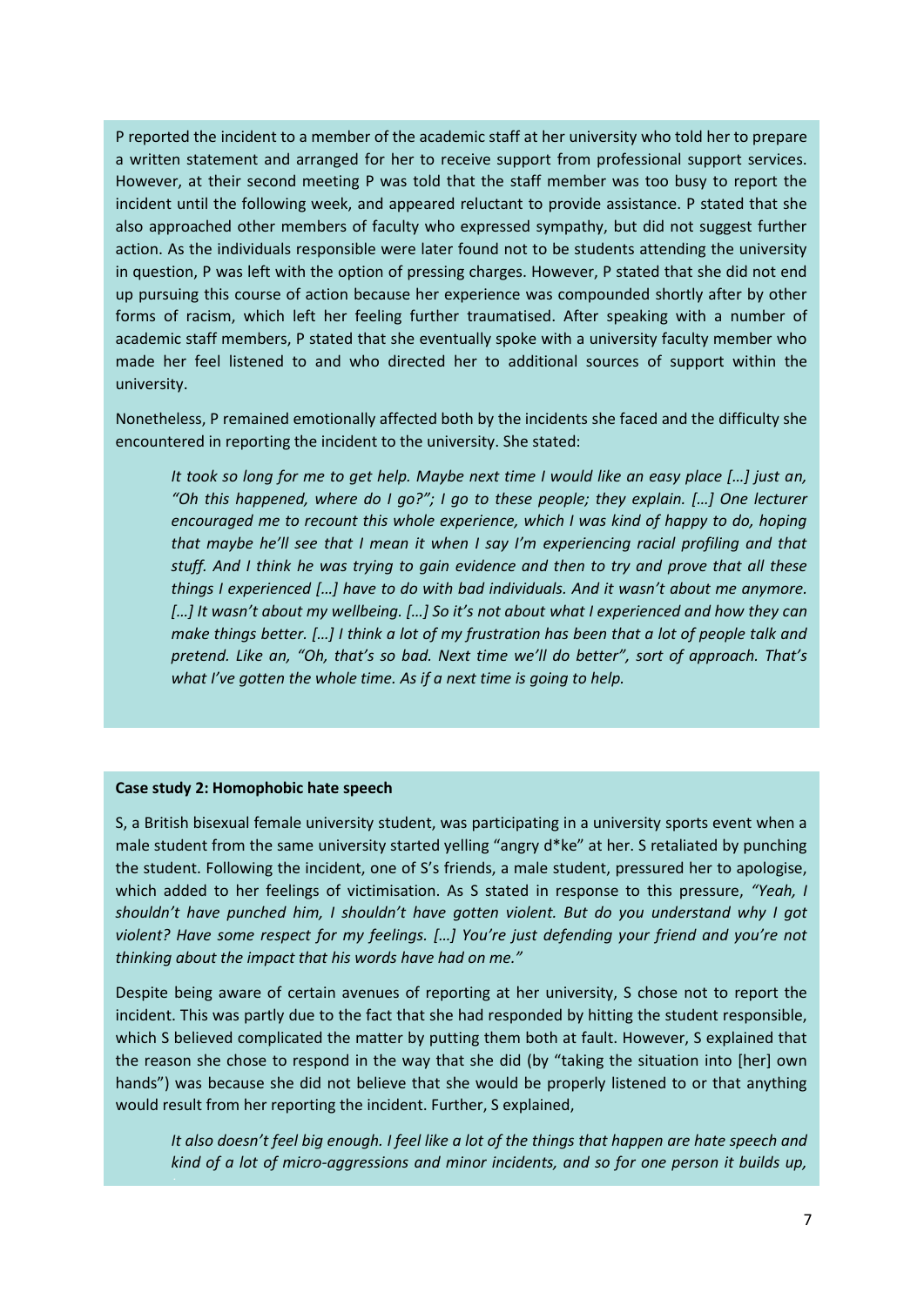P reported the incident to a member of the academic staff at her university who told her to prepare a written statement and arranged for her to receive support from professional support services. However, at their second meeting P was told that the staff member was too busy to report the incident until the following week, and appeared reluctant to provide assistance. P stated that she also approached other members of faculty who expressed sympathy, but did not suggest further action. As the individuals responsible were later found not to be students attending the university in question, P was left with the option of pressing charges. However, P stated that she did not end up pursuing this course of action because her experience was compounded shortly after by other forms of racism, which left her feeling further traumatised. After speaking with a number of academic staff members, P stated that she eventually spoke with a university faculty member who made her feel listened to and who directed her to additional sources of support within the university.

Nonetheless, P remained emotionally affected both by the incidents she faced and the difficulty she encountered in reporting the incident to the university. She stated:

> *It took so long for me to get help. Maybe next time I would like an easy place […] just an, "Oh this happened, where do I go?"; I go to these people; they explain. […] One lecturer encouraged me to recount this whole experience, which I was kind of happy to do, hoping that maybe he'll see that I mean it when I say I'm experiencing racial profiling and that stuff. And I think he was trying to gain evidence and then to try and prove that all these things I experienced […] have to do with bad individuals. And it wasn't about me anymore. […] It wasn't about my wellbeing. […] So it's not about what I experienced and how they can make things better. […] I think a lot of my frustration has been that a lot of people talk and pretend. Like an, "Oh, that's so bad. Next time we'll do better", sort of approach. That's what I've gotten the whole time. As if a next time is going to help.*

**Case study 2: Homophobic hate speech**

S, a British bisexual female university student, was participating in a university sports event when a male student from the same university started yelling "angry d*ke" at her. S retaliated by punching the student. Following the incident, one of S's friends, a male student, pressured her to apologise, which added to her feelings of victimisation. As S stated in response to this pressure, *"Yeah, I shouldn't have punched him, I shouldn't have gotten violent. But do you understand why I got violent? Have some respect for my feelings. […] You're just defending your friend and you're not thinking about the impact that his words have had on me."*

Despite being aware of certain avenues of reporting at her university, S chose not to report the incident. This was partly due to the fact that she had responded by hitting the student responsible, which S believed complicated the matter by putting them both at fault. However, S explained that the reason she chose to respond in the way that she did (by "taking the situation into [her] own hands") was because she did not believe that she would be properly listened to or that anything would result from her reporting the incident. Further, S explained,

> *It also doesn't feel big enough. I feel like a lot of the things that happen are hate speech and kind of a lot of micro-aggressions and minor incidents, and so for one person it builds up,*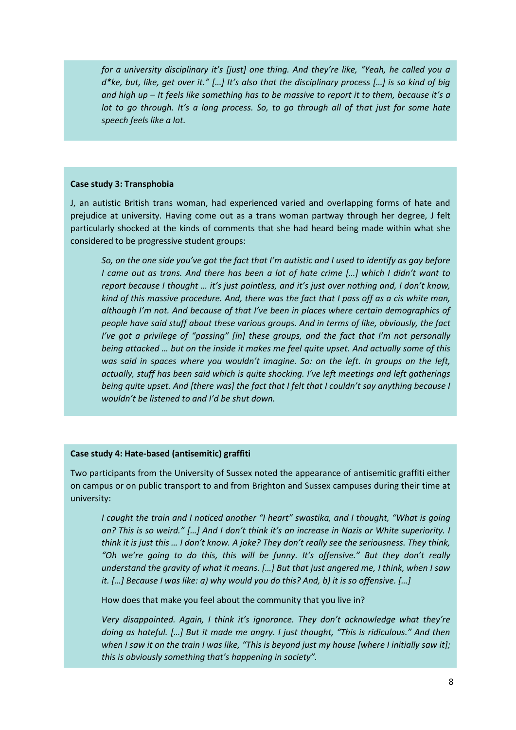> *for a university disciplinary it's [just] one thing. And they're like, "Yeah, he called you a d*ke, but, like, get over it." […] It's also that the disciplinary process […] is so kind of big and high up – It feels like something has to be massive to report it to them, because it's a lot to go through. It's a long process. So, to go through all of that just for some hate speech feels like a lot.*

**Case study 3: Transphobia**

J, an autistic British trans woman, had experienced varied and overlapping forms of hate and prejudice at university. Having come out as a trans woman partway through her degree, J felt particularly shocked at the kinds of comments that she had heard being made within what she considered to be progressive student groups:

> *So, on the one side you've got the fact that I'm autistic and I used to identify as gay before I came out as trans. And there has been a lot of hate crime […] which I didn't want to report because I thought … it's just pointless, and it's just over nothing and, I don't know, kind of this massive procedure. And, there was the fact that I pass off as a cis white man, although I'm not. And because of that I've been in places where certain demographics of people have said stuff about these various groups. And in terms of like, obviously, the fact I've got a privilege of "passing" [in] these groups, and the fact that I'm not personally being attacked … but on the inside it makes me feel quite upset. And actually some of this was said in spaces where you wouldn't imagine. So: on the left. In groups on the left, actually, stuff has been said which is quite shocking. I've left meetings and left gatherings being quite upset. And [there was] the fact that I felt that I couldn't say anything because I wouldn't be listened to and I'd be shut down.*

**Case study 4: Hate-based (antisemitic) graffiti**

Two participants from the University of Sussex noted the appearance of antisemitic graffiti either on campus or on public transport to and from Brighton and Sussex campuses during their time at university:

> *I caught the train and I noticed another "I heart" swastika, and I thought, "What is going on? This is so weird." […] And I don't think it's an increase in Nazis or White superiority. I think it is just this … I don't know. A joke? They don't really see the seriousness. They think, "Oh we're going to do this, this will be funny. It's offensive." But they don't really understand the gravity of what it means. […] But that just angered me, I think, when I saw it. […] Because I was like: a) why would you do this? And, b) it is so offensive. […]*
>
> How does that make you feel about the community that you live in?
>
> *Very disappointed. Again, I think it's ignorance. They don't acknowledge what they're doing as hateful. […] But it made me angry. I just thought, "This is ridiculous." And then when I saw it on the train I was like, "This is beyond just my house [where I initially saw it]; this is obviously something that's happening in society".*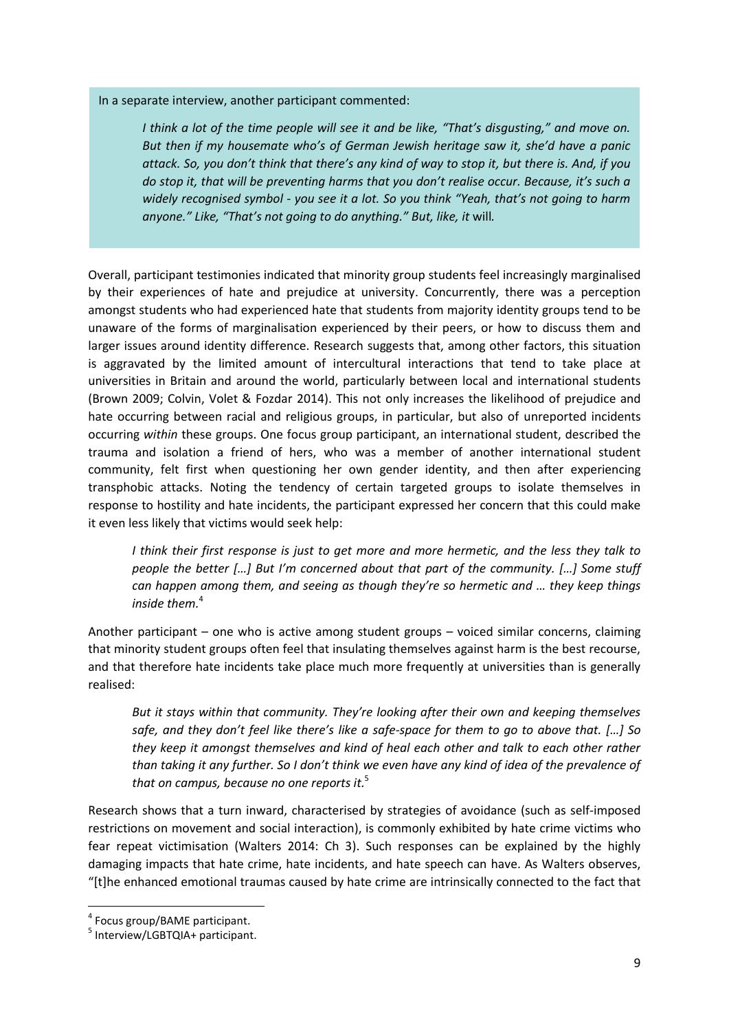> In a separate interview, another participant commented:
>
> *I think a lot of the time people will see it and be like, "That's disgusting," and move on. But then if my housemate who's of German Jewish heritage saw it, she'd have a panic attack. So, you don't think that there's any kind of way to stop it, but there is. And, if you do stop it, that will be preventing harms that you don't realise occur. Because, it's such a widely recognised symbol - you see it a lot. So you think "Yeah, that's not going to harm anyone." Like, "That's not going to do anything." But, like, it* will*.*

Overall, participant testimonies indicated that minority group students feel increasingly marginalised by their experiences of hate and prejudice at university. Concurrently, there was a perception amongst students who had experienced hate that students from majority identity groups tend to be unaware of the forms of marginalisation experienced by their peers, or how to discuss them and larger issues around identity difference. Research suggests that, among other factors, this situation is aggravated by the limited amount of intercultural interactions that tend to take place at universities in Britain and around the world, particularly between local and international students (Brown 2009; Colvin, Volet & Fozdar 2014). This not only increases the likelihood of prejudice and hate occurring between racial and religious groups, in particular, but also of unreported incidents occurring *within* these groups. One focus group participant, an international student, described the trauma and isolation a friend of hers, who was a member of another international student community, felt first when questioning her own gender identity, and then after experiencing transphobic attacks. Noting the tendency of certain targeted groups to isolate themselves in response to hostility and hate incidents, the participant expressed her concern that this could make it even less likely that victims would seek help:

> *I think their first response is just to get more and more hermetic, and the less they talk to people the better […] But I'm concerned about that part of the community. […] Some stuff can happen among them, and seeing as though they're so hermetic and … they keep things inside them.*[4]

Another participant – one who is active among student groups – voiced similar concerns, claiming that minority student groups often feel that insulating themselves against harm is the best recourse, and that therefore hate incidents take place much more frequently at universities than is generally realised:

> *But it stays within that community. They're looking after their own and keeping themselves safe, and they don't feel like there's like a safe-space for them to go to above that. […] So they keep it amongst themselves and kind of heal each other and talk to each other rather than taking it any further. So I don't think we even have any kind of idea of the prevalence of that on campus, because no one reports it.*[5]

Research shows that a turn inward, characterised by strategies of avoidance (such as self-imposed restrictions on movement and social interaction), is commonly exhibited by hate crime victims who fear repeat victimisation (Walters 2014: Ch 3). Such responses can be explained by the highly damaging impacts that hate crime, hate incidents, and hate speech can have. As Walters observes, "[t]he enhanced emotional traumas caused by hate crime are intrinsically connected to the fact that

---

[4] Focus group/BAME participant.

[5] Interview/LGBTQIA+ participant.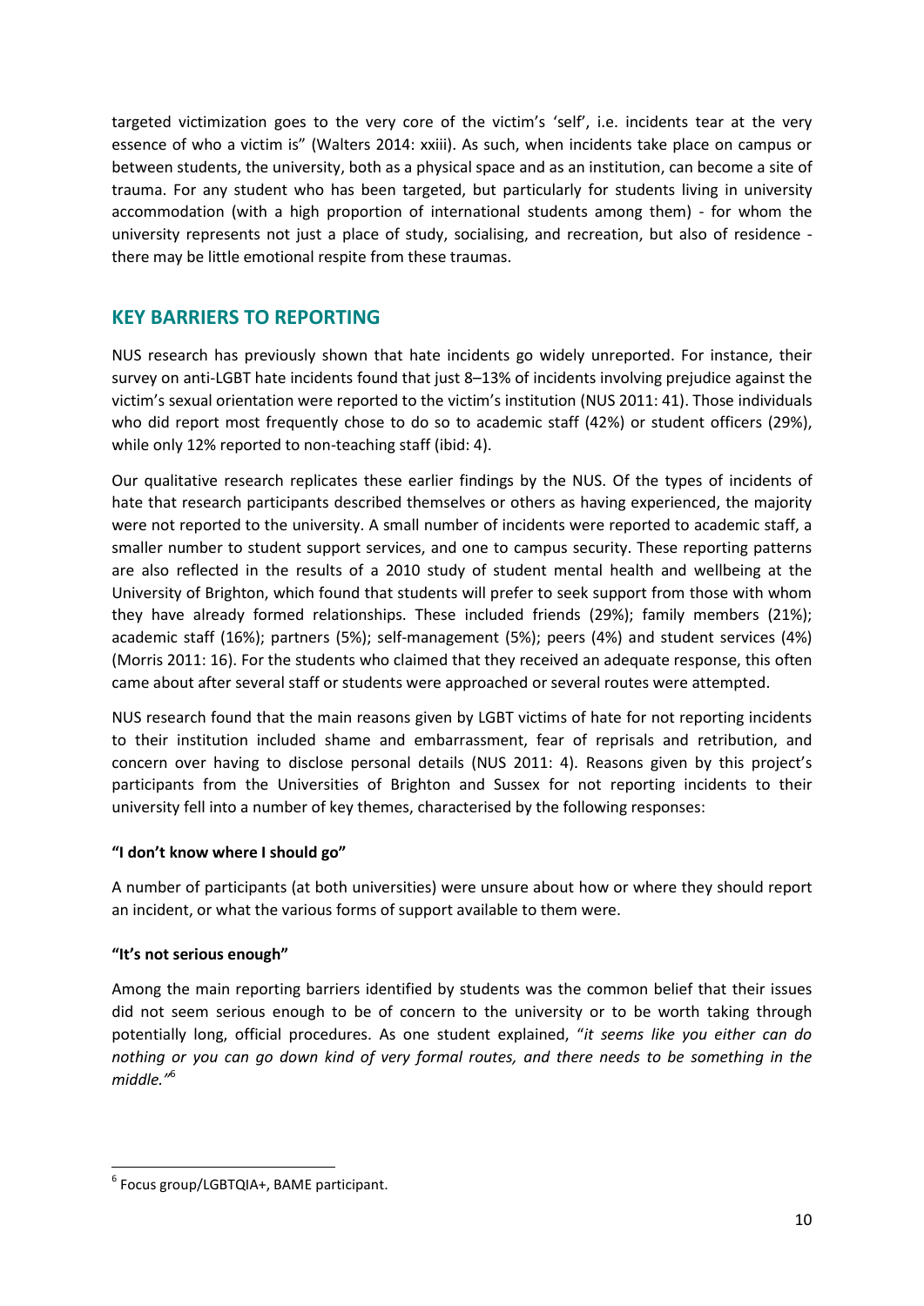targeted victimization goes to the very core of the victim's 'self', i.e. incidents tear at the very essence of who a victim is" (Walters 2014: xxiii). As such, when incidents take place on campus or between students, the university, both as a physical space and as an institution, can become a site of trauma. For any student who has been targeted, but particularly for students living in university accommodation (with a high proportion of international students among them) - for whom the university represents not just a place of study, socialising, and recreation, but also of residence - there may be little emotional respite from these traumas.

## KEY BARRIERS TO REPORTING

NUS research has previously shown that hate incidents go widely unreported. For instance, their survey on anti-LGBT hate incidents found that just 8–13% of incidents involving prejudice against the victim's sexual orientation were reported to the victim's institution (NUS 2011: 41). Those individuals who did report most frequently chose to do so to academic staff (42%) or student officers (29%), while only 12% reported to non-teaching staff (ibid: 4).

Our qualitative research replicates these earlier findings by the NUS. Of the types of incidents of hate that research participants described themselves or others as having experienced, the majority were not reported to the university. A small number of incidents were reported to academic staff, a smaller number to student support services, and one to campus security. These reporting patterns are also reflected in the results of a 2010 study of student mental health and wellbeing at the University of Brighton, which found that students will prefer to seek support from those with whom they have already formed relationships. These included friends (29%); family members (21%); academic staff (16%); partners (5%); self-management (5%); peers (4%) and student services (4%) (Morris 2011: 16). For the students who claimed that they received an adequate response, this often came about after several staff or students were approached or several routes were attempted.

NUS research found that the main reasons given by LGBT victims of hate for not reporting incidents to their institution included shame and embarrassment, fear of reprisals and retribution, and concern over having to disclose personal details (NUS 2011: 4). Reasons given by this project's participants from the Universities of Brighton and Sussex for not reporting incidents to their university fell into a number of key themes, characterised by the following responses:

**"I don't know where I should go"**

A number of participants (at both universities) were unsure about how or where they should report an incident, or what the various forms of support available to them were.

**"It's not serious enough"**

Among the main reporting barriers identified by students was the common belief that their issues did not seem serious enough to be of concern to the university or to be worth taking through potentially long, official procedures. As one student explained, "*it seems like you either can do nothing or you can go down kind of very formal routes, and there needs to be something in the middle.*"[6]

---

[6] Focus group/LGBTQIA+, BAME participant.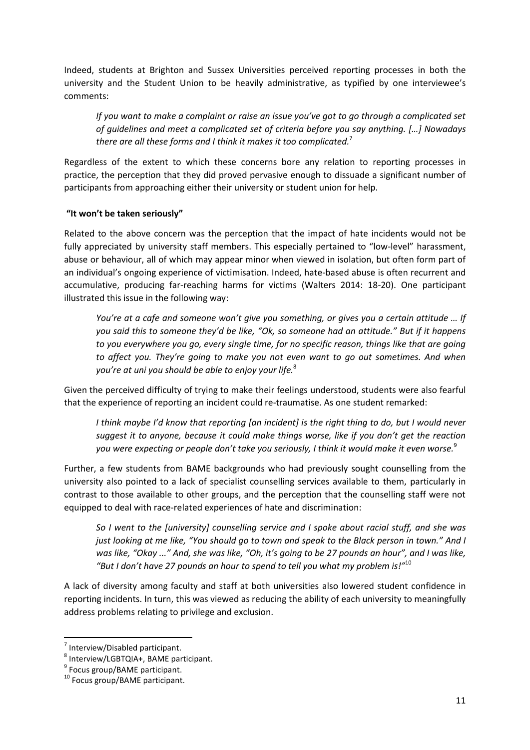Indeed, students at Brighton and Sussex Universities perceived reporting processes in both the university and the Student Union to be heavily administrative, as typified by one interviewee's comments:

> *If you want to make a complaint or raise an issue you've got to go through a complicated set of guidelines and meet a complicated set of criteria before you say anything. […] Nowadays there are all these forms and I think it makes it too complicated.*[7]

Regardless of the extent to which these concerns bore any relation to reporting processes in practice, the perception that they did proved pervasive enough to dissuade a significant number of participants from approaching either their university or student union for help.

**"It won't be taken seriously"**

Related to the above concern was the perception that the impact of hate incidents would not be fully appreciated by university staff members. This especially pertained to "low-level" harassment, abuse or behaviour, all of which may appear minor when viewed in isolation, but often form part of an individual's ongoing experience of victimisation. Indeed, hate-based abuse is often recurrent and accumulative, producing far-reaching harms for victims (Walters 2014: 18-20). One participant illustrated this issue in the following way:

> *You're at a cafe and someone won't give you something, or gives you a certain attitude … If you said this to someone they'd be like, "Ok, so someone had an attitude." But if it happens to you everywhere you go, every single time, for no specific reason, things like that are going to affect you. They're going to make you not even want to go out sometimes. And when you're at uni you should be able to enjoy your life.*[8]

Given the perceived difficulty of trying to make their feelings understood, students were also fearful that the experience of reporting an incident could re-traumatise. As one student remarked:

> *I think maybe I'd know that reporting [an incident] is the right thing to do, but I would never suggest it to anyone, because it could make things worse, like if you don't get the reaction you were expecting or people don't take you seriously, I think it would make it even worse.*[9]

Further, a few students from BAME backgrounds who had previously sought counselling from the university also pointed to a lack of specialist counselling services available to them, particularly in contrast to those available to other groups, and the perception that the counselling staff were not equipped to deal with race-related experiences of hate and discrimination:

> *So I went to the [university] counselling service and I spoke about racial stuff, and she was just looking at me like, "You should go to town and speak to the Black person in town." And I was like, "Okay ..." And, she was like, "Oh, it's going to be 27 pounds an hour", and I was like, "But I don't have 27 pounds an hour to spend to tell you what my problem is!"*[10]

A lack of diversity among faculty and staff at both universities also lowered student confidence in reporting incidents. In turn, this was viewed as reducing the ability of each university to meaningfully address problems relating to privilege and exclusion.

---

[7] Interview/Disabled participant.

[8] Interview/LGBTQIA+, BAME participant.

[9] Focus group/BAME participant.

[10] Focus group/BAME participant.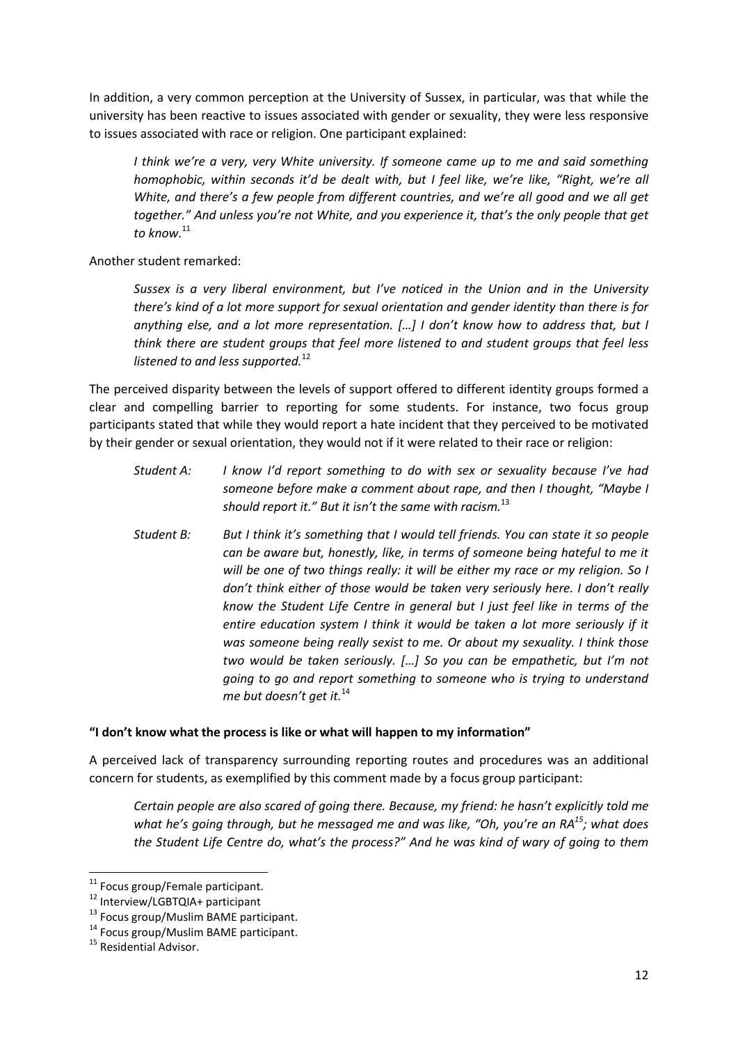In addition, a very common perception at the University of Sussex, in particular, was that while the university has been reactive to issues associated with gender or sexuality, they were less responsive to issues associated with race or religion. One participant explained:

> *I think we're a very, very White university. If someone came up to me and said something homophobic, within seconds it'd be dealt with, but I feel like, we're like, "Right, we're all White, and there's a few people from different countries, and we're all good and we all get together." And unless you're not White, and you experience it, that's the only people that get to know.*[11]

Another student remarked:

> *Sussex is a very liberal environment, but I've noticed in the Union and in the University there's kind of a lot more support for sexual orientation and gender identity than there is for anything else, and a lot more representation. […] I don't know how to address that, but I think there are student groups that feel more listened to and student groups that feel less listened to and less supported.*[12]

The perceived disparity between the levels of support offered to different identity groups formed a clear and compelling barrier to reporting for some students. For instance, two focus group participants stated that while they would report a hate incident that they perceived to be motivated by their gender or sexual orientation, they would not if it were related to their race or religion:

> *Student A: I know I'd report something to do with sex or sexuality because I've had someone before make a comment about rape, and then I thought, "Maybe I should report it." But it isn't the same with racism.*[13]

> *Student B: But I think it's something that I would tell friends. You can state it so people can be aware but, honestly, like, in terms of someone being hateful to me it will be one of two things really: it will be either my race or my religion. So I don't think either of those would be taken very seriously here. I don't really know the Student Life Centre in general but I just feel like in terms of the entire education system I think it would be taken a lot more seriously if it was someone being really sexist to me. Or about my sexuality. I think those two would be taken seriously. […] So you can be empathetic, but I'm not going to go and report something to someone who is trying to understand me but doesn't get it.*[14]

**"I don't know what the process is like or what will happen to my information"**

A perceived lack of transparency surrounding reporting routes and procedures was an additional concern for students, as exemplified by this comment made by a focus group participant:

> *Certain people are also scared of going there. Because, my friend: he hasn't explicitly told me what he's going through, but he messaged me and was like, "Oh, you're an RA*[15]*; what does the Student Life Centre do, what's the process?" And he was kind of wary of going to them*

---

[11] Focus group/Female participant.

[12] Interview/LGBTQIA+ participant

[13] Focus group/Muslim BAME participant.

[14] Focus group/Muslim BAME participant.

[15] Residential Advisor.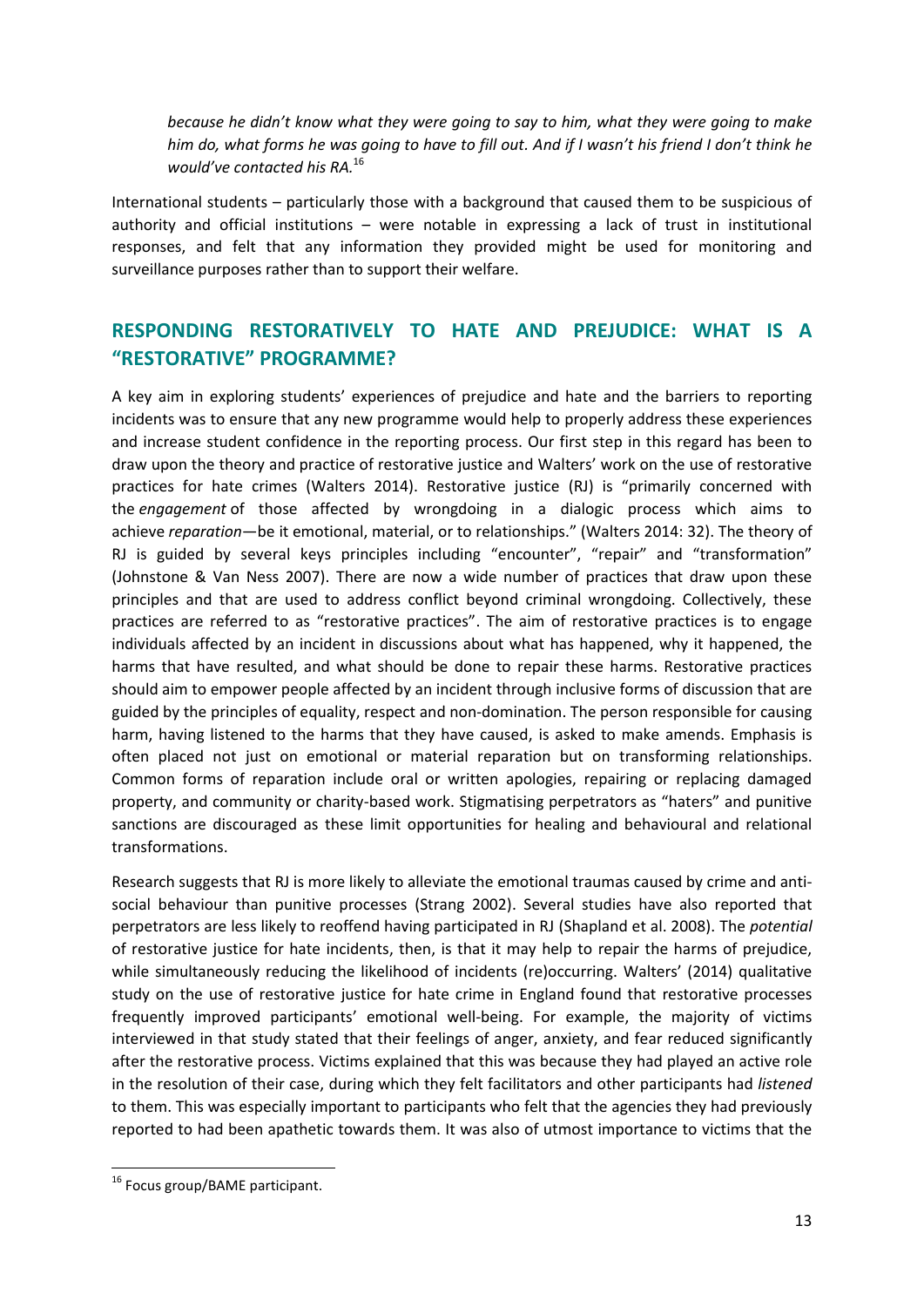*because he didn't know what they were going to say to him, what they were going to make him do, what forms he was going to have to fill out. And if I wasn't his friend I don't think he would've contacted his RA.*[16]

International students – particularly those with a background that caused them to be suspicious of authority and official institutions – were notable in expressing a lack of trust in institutional responses, and felt that any information they provided might be used for monitoring and surveillance purposes rather than to support their welfare.

## RESPONDING RESTORATIVELY TO HATE AND PREJUDICE: WHAT IS A "RESTORATIVE" PROGRAMME?

A key aim in exploring students' experiences of prejudice and hate and the barriers to reporting incidents was to ensure that any new programme would help to properly address these experiences and increase student confidence in the reporting process. Our first step in this regard has been to draw upon the theory and practice of restorative justice and Walters' work on the use of restorative practices for hate crimes (Walters 2014). Restorative justice (RJ) is "primarily concerned with the *engagement* of those affected by wrongdoing in a dialogic process which aims to achieve *reparation*—be it emotional, material, or to relationships." (Walters 2014: 32). The theory of RJ is guided by several keys principles including "encounter", "repair" and "transformation" (Johnstone & Van Ness 2007). There are now a wide number of practices that draw upon these principles and that are used to address conflict beyond criminal wrongdoing. Collectively, these practices are referred to as "restorative practices". The aim of restorative practices is to engage individuals affected by an incident in discussions about what has happened, why it happened, the harms that have resulted, and what should be done to repair these harms. Restorative practices should aim to empower people affected by an incident through inclusive forms of discussion that are guided by the principles of equality, respect and non-domination. The person responsible for causing harm, having listened to the harms that they have caused, is asked to make amends. Emphasis is often placed not just on emotional or material reparation but on transforming relationships. Common forms of reparation include oral or written apologies, repairing or replacing damaged property, and community or charity-based work. Stigmatising perpetrators as "haters" and punitive sanctions are discouraged as these limit opportunities for healing and behavioural and relational transformations.

Research suggests that RJ is more likely to alleviate the emotional traumas caused by crime and anti-social behaviour than punitive processes (Strang 2002). Several studies have also reported that perpetrators are less likely to reoffend having participated in RJ (Shapland et al. 2008). The *potential* of restorative justice for hate incidents, then, is that it may help to repair the harms of prejudice, while simultaneously reducing the likelihood of incidents (re)occurring. Walters' (2014) qualitative study on the use of restorative justice for hate crime in England found that restorative processes frequently improved participants' emotional well-being. For example, the majority of victims interviewed in that study stated that their feelings of anger, anxiety, and fear reduced significantly after the restorative process. Victims explained that this was because they had played an active role in the resolution of their case, during which they felt facilitators and other participants had *listened* to them. This was especially important to participants who felt that the agencies they had previously reported to had been apathetic towards them. It was also of utmost importance to victims that the

[16] Focus group/BAME participant.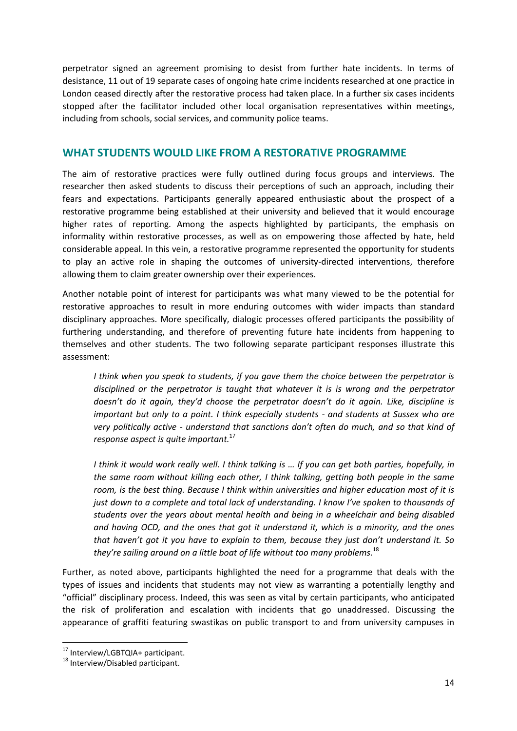perpetrator signed an agreement promising to desist from further hate incidents. In terms of desistance, 11 out of 19 separate cases of ongoing hate crime incidents researched at one practice in London ceased directly after the restorative process had taken place. In a further six cases incidents stopped after the facilitator included other local organisation representatives within meetings, including from schools, social services, and community police teams.

## WHAT STUDENTS WOULD LIKE FROM A RESTORATIVE PROGRAMME

The aim of restorative practices were fully outlined during focus groups and interviews. The researcher then asked students to discuss their perceptions of such an approach, including their fears and expectations. Participants generally appeared enthusiastic about the prospect of a restorative programme being established at their university and believed that it would encourage higher rates of reporting. Among the aspects highlighted by participants, the emphasis on informality within restorative processes, as well as on empowering those affected by hate, held considerable appeal. In this vein, a restorative programme represented the opportunity for students to play an active role in shaping the outcomes of university-directed interventions, therefore allowing them to claim greater ownership over their experiences.

Another notable point of interest for participants was what many viewed to be the potential for restorative approaches to result in more enduring outcomes with wider impacts than standard disciplinary approaches. More specifically, dialogic processes offered participants the possibility of furthering understanding, and therefore of preventing future hate incidents from happening to themselves and other students. The two following separate participant responses illustrate this assessment:

> *I think when you speak to students, if you gave them the choice between the perpetrator is disciplined or the perpetrator is taught that whatever it is is wrong and the perpetrator doesn't do it again, they'd choose the perpetrator doesn't do it again. Like, discipline is important but only to a point. I think especially students - and students at Sussex who are very politically active - understand that sanctions don't often do much, and so that kind of response aspect is quite important.*[17]

> *I think it would work really well. I think talking is … If you can get both parties, hopefully, in the same room without killing each other, I think talking, getting both people in the same room, is the best thing. Because I think within universities and higher education most of it is just down to a complete and total lack of understanding. I know I've spoken to thousands of students over the years about mental health and being in a wheelchair and being disabled and having OCD, and the ones that got it understand it, which is a minority, and the ones that haven't got it you have to explain to them, because they just don't understand it. So they're sailing around on a little boat of life without too many problems.*[18]

Further, as noted above, participants highlighted the need for a programme that deals with the types of issues and incidents that students may not view as warranting a potentially lengthy and "official" disciplinary process. Indeed, this was seen as vital by certain participants, who anticipated the risk of proliferation and escalation with incidents that go unaddressed. Discussing the appearance of graffiti featuring swastikas on public transport to and from university campuses in

---

[17] Interview/LGBTQIA+ participant.

[18] Interview/Disabled participant.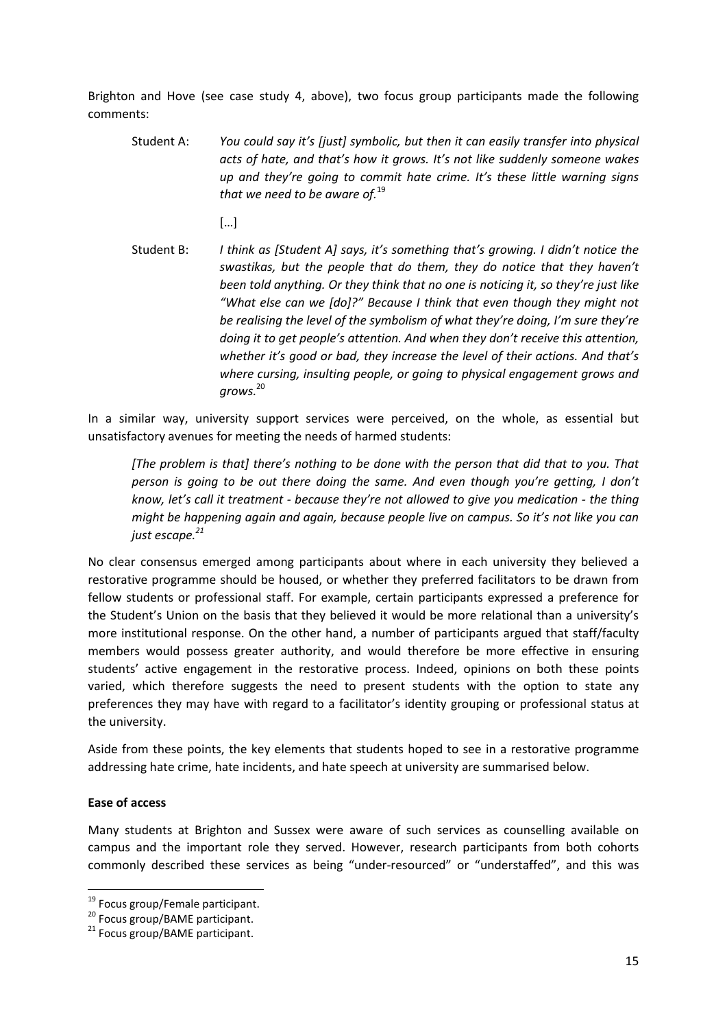Brighton and Hove (see case study 4, above), two focus group participants made the following comments:

> Student A: *You could say it's [just] symbolic, but then it can easily transfer into physical acts of hate, and that's how it grows. It's not like suddenly someone wakes up and they're going to commit hate crime. It's these little warning signs that we need to be aware of.*[19]
>
> […]
>
> Student B: *I think as [Student A] says, it's something that's growing. I didn't notice the swastikas, but the people that do them, they do notice that they haven't been told anything. Or they think that no one is noticing it, so they're just like "What else can we [do]?" Because I think that even though they might not be realising the level of the symbolism of what they're doing, I'm sure they're doing it to get people's attention. And when they don't receive this attention, whether it's good or bad, they increase the level of their actions. And that's where cursing, insulting people, or going to physical engagement grows and grows.*[20]

In a similar way, university support services were perceived, on the whole, as essential but unsatisfactory avenues for meeting the needs of harmed students:

> *[The problem is that] there's nothing to be done with the person that did that to you. That person is going to be out there doing the same. And even though you're getting, I don't know, let's call it treatment - because they're not allowed to give you medication - the thing might be happening again and again, because people live on campus. So it's not like you can just escape.*[21]

No clear consensus emerged among participants about where in each university they believed a restorative programme should be housed, or whether they preferred facilitators to be drawn from fellow students or professional staff. For example, certain participants expressed a preference for the Student's Union on the basis that they believed it would be more relational than a university's more institutional response. On the other hand, a number of participants argued that staff/faculty members would possess greater authority, and would therefore be more effective in ensuring students' active engagement in the restorative process. Indeed, opinions on both these points varied, which therefore suggests the need to present students with the option to state any preferences they may have with regard to a facilitator's identity grouping or professional status at the university.

Aside from these points, the key elements that students hoped to see in a restorative programme addressing hate crime, hate incidents, and hate speech at university are summarised below.

**Ease of access**

Many students at Brighton and Sussex were aware of such services as counselling available on campus and the important role they served. However, research participants from both cohorts commonly described these services as being "under-resourced" or "understaffed", and this was

---

[19] Focus group/Female participant.

[20] Focus group/BAME participant.

[21] Focus group/BAME participant.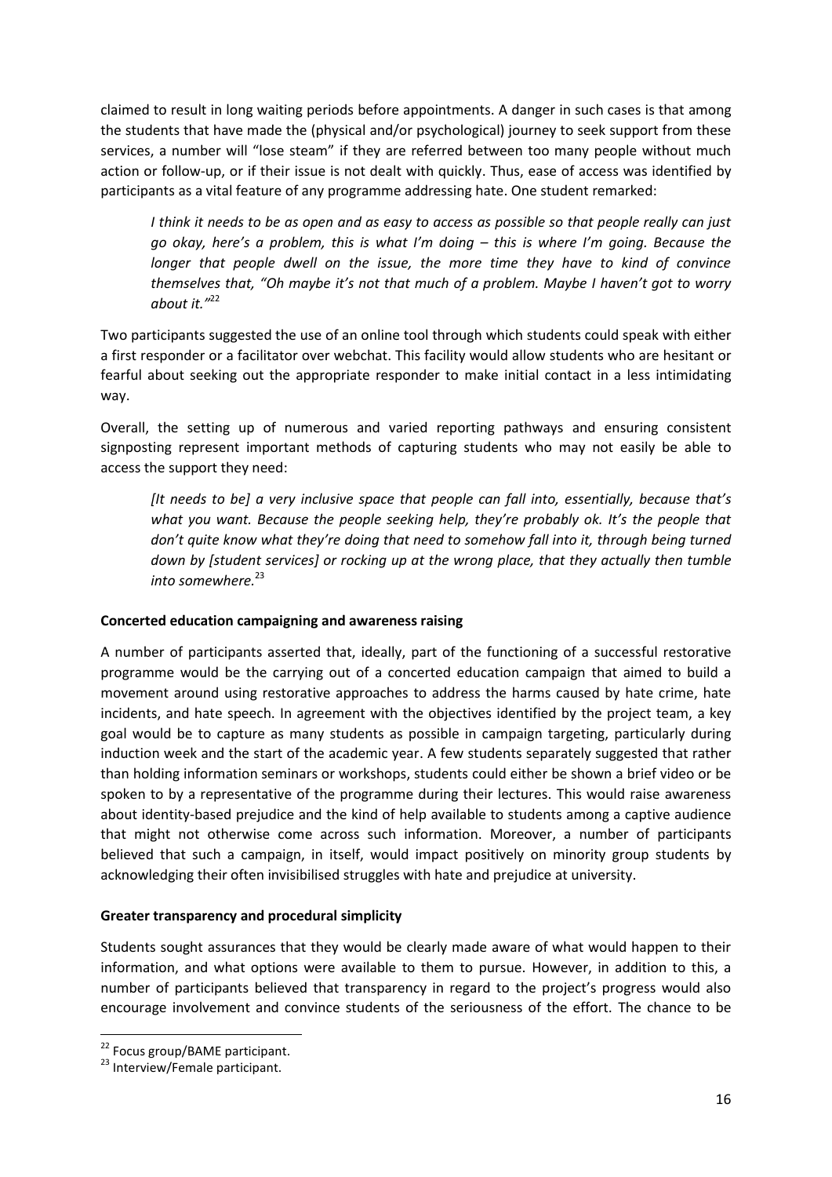claimed to result in long waiting periods before appointments. A danger in such cases is that among the students that have made the (physical and/or psychological) journey to seek support from these services, a number will "lose steam" if they are referred between too many people without much action or follow-up, or if their issue is not dealt with quickly. Thus, ease of access was identified by participants as a vital feature of any programme addressing hate. One student remarked:

> *I think it needs to be as open and as easy to access as possible so that people really can just go okay, here's a problem, this is what I'm doing – this is where I'm going. Because the longer that people dwell on the issue, the more time they have to kind of convince themselves that, "Oh maybe it's not that much of a problem. Maybe I haven't got to worry about it."*[22]

Two participants suggested the use of an online tool through which students could speak with either a first responder or a facilitator over webchat. This facility would allow students who are hesitant or fearful about seeking out the appropriate responder to make initial contact in a less intimidating way.

Overall, the setting up of numerous and varied reporting pathways and ensuring consistent signposting represent important methods of capturing students who may not easily be able to access the support they need:

> *[It needs to be] a very inclusive space that people can fall into, essentially, because that's what you want. Because the people seeking help, they're probably ok. It's the people that don't quite know what they're doing that need to somehow fall into it, through being turned down by [student services] or rocking up at the wrong place, that they actually then tumble into somewhere.*[23]

**Concerted education campaigning and awareness raising**

A number of participants asserted that, ideally, part of the functioning of a successful restorative programme would be the carrying out of a concerted education campaign that aimed to build a movement around using restorative approaches to address the harms caused by hate crime, hate incidents, and hate speech. In agreement with the objectives identified by the project team, a key goal would be to capture as many students as possible in campaign targeting, particularly during induction week and the start of the academic year. A few students separately suggested that rather than holding information seminars or workshops, students could either be shown a brief video or be spoken to by a representative of the programme during their lectures. This would raise awareness about identity-based prejudice and the kind of help available to students among a captive audience that might not otherwise come across such information. Moreover, a number of participants believed that such a campaign, in itself, would impact positively on minority group students by acknowledging their often invisibilised struggles with hate and prejudice at university.

**Greater transparency and procedural simplicity**

Students sought assurances that they would be clearly made aware of what would happen to their information, and what options were available to them to pursue. However, in addition to this, a number of participants believed that transparency in regard to the project's progress would also encourage involvement and convince students of the seriousness of the effort. The chance to be

---

[22] Focus group/BAME participant.

[23] Interview/Female participant.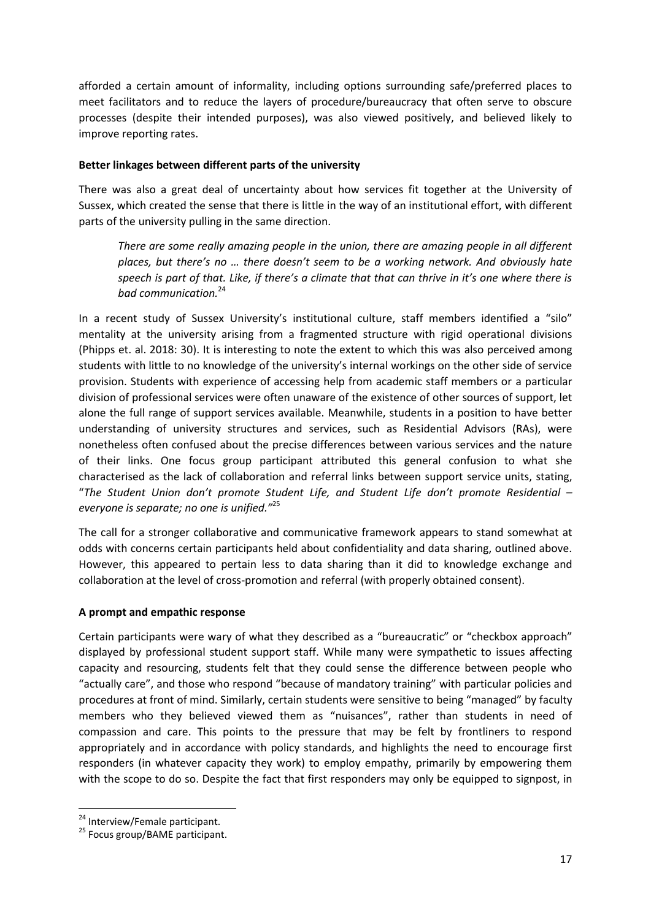afforded a certain amount of informality, including options surrounding safe/preferred places to meet facilitators and to reduce the layers of procedure/bureaucracy that often serve to obscure processes (despite their intended purposes), was also viewed positively, and believed likely to improve reporting rates.

**Better linkages between different parts of the university**

There was also a great deal of uncertainty about how services fit together at the University of Sussex, which created the sense that there is little in the way of an institutional effort, with different parts of the university pulling in the same direction.

> *There are some really amazing people in the union, there are amazing people in all different places, but there's no … there doesn't seem to be a working network. And obviously hate speech is part of that. Like, if there's a climate that that can thrive in it's one where there is bad communication.*[24]

In a recent study of Sussex University's institutional culture, staff members identified a "silo" mentality at the university arising from a fragmented structure with rigid operational divisions (Phipps et. al. 2018: 30). It is interesting to note the extent to which this was also perceived among students with little to no knowledge of the university's internal workings on the other side of service provision. Students with experience of accessing help from academic staff members or a particular division of professional services were often unaware of the existence of other sources of support, let alone the full range of support services available. Meanwhile, students in a position to have better understanding of university structures and services, such as Residential Advisors (RAs), were nonetheless often confused about the precise differences between various services and the nature of their links. One focus group participant attributed this general confusion to what she characterised as the lack of collaboration and referral links between support service units, stating, "*The Student Union don't promote Student Life, and Student Life don't promote Residential – everyone is separate; no one is unified."*[25]

The call for a stronger collaborative and communicative framework appears to stand somewhat at odds with concerns certain participants held about confidentiality and data sharing, outlined above. However, this appeared to pertain less to data sharing than it did to knowledge exchange and collaboration at the level of cross-promotion and referral (with properly obtained consent).

**A prompt and empathic response**

Certain participants were wary of what they described as a "bureaucratic" or "checkbox approach" displayed by professional student support staff. While many were sympathetic to issues affecting capacity and resourcing, students felt that they could sense the difference between people who "actually care", and those who respond "because of mandatory training" with particular policies and procedures at front of mind. Similarly, certain students were sensitive to being "managed" by faculty members who they believed viewed them as "nuisances", rather than students in need of compassion and care. This points to the pressure that may be felt by frontliners to respond appropriately and in accordance with policy standards, and highlights the need to encourage first responders (in whatever capacity they work) to employ empathy, primarily by empowering them with the scope to do so. Despite the fact that first responders may only be equipped to signpost, in

---

[24] Interview/Female participant.

[25] Focus group/BAME participant.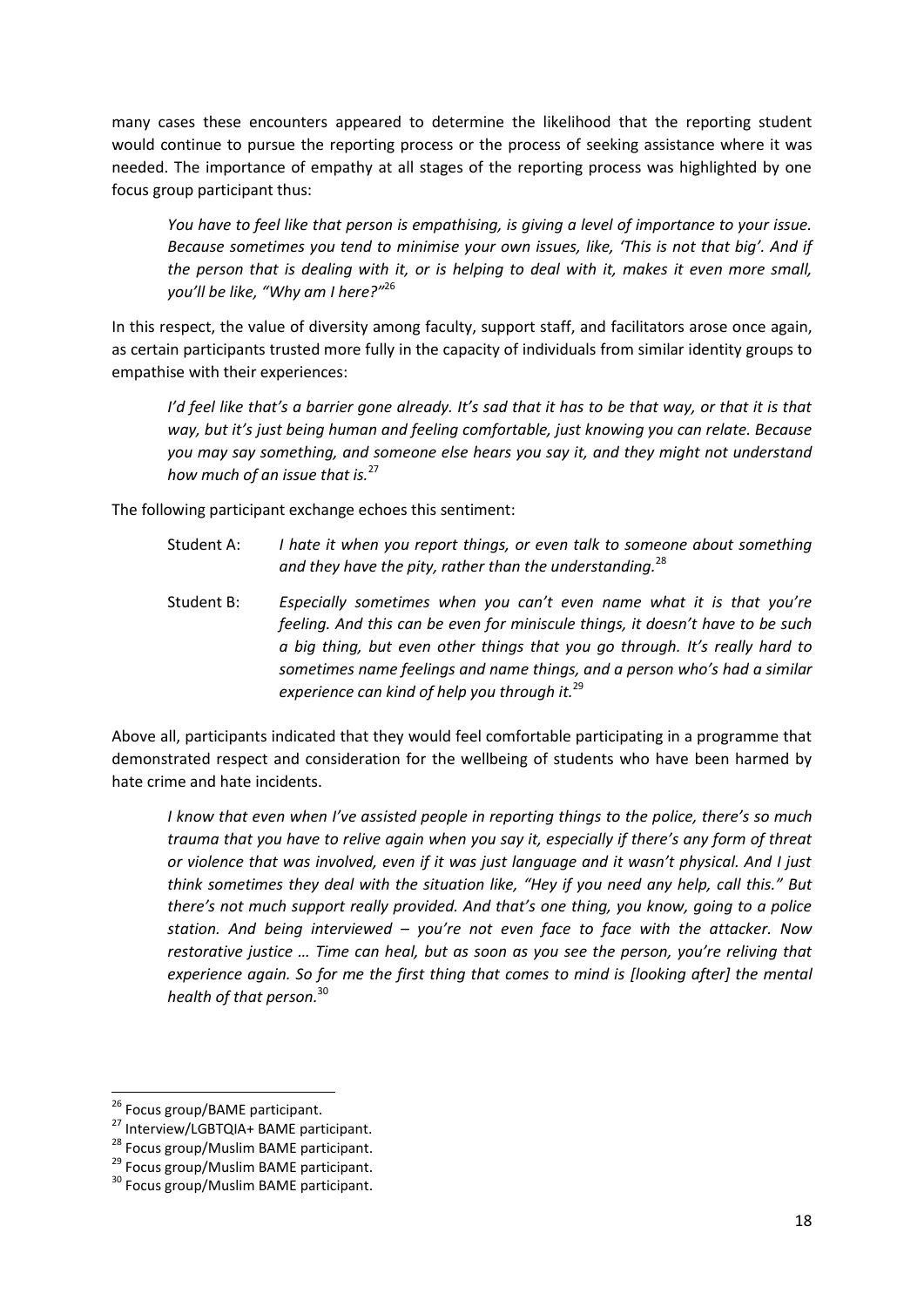many cases these encounters appeared to determine the likelihood that the reporting student would continue to pursue the reporting process or the process of seeking assistance where it was needed. The importance of empathy at all stages of the reporting process was highlighted by one focus group participant thus:

> *You have to feel like that person is empathising, is giving a level of importance to your issue. Because sometimes you tend to minimise your own issues, like, 'This is not that big'. And if the person that is dealing with it, or is helping to deal with it, makes it even more small, you'll be like, "Why am I here?"*[26]

In this respect, the value of diversity among faculty, support staff, and facilitators arose once again, as certain participants trusted more fully in the capacity of individuals from similar identity groups to empathise with their experiences:

> *I'd feel like that's a barrier gone already. It's sad that it has to be that way, or that it is that way, but it's just being human and feeling comfortable, just knowing you can relate. Because you may say something, and someone else hears you say it, and they might not understand how much of an issue that is.*[27]

The following participant exchange echoes this sentiment:

> Student A: *I hate it when you report things, or even talk to someone about something and they have the pity, rather than the understanding.*[28]
>
> Student B: *Especially sometimes when you can't even name what it is that you're feeling. And this can be even for miniscule things, it doesn't have to be such a big thing, but even other things that you go through. It's really hard to sometimes name feelings and name things, and a person who's had a similar experience can kind of help you through it.*[29]

Above all, participants indicated that they would feel comfortable participating in a programme that demonstrated respect and consideration for the wellbeing of students who have been harmed by hate crime and hate incidents.

> *I know that even when I've assisted people in reporting things to the police, there's so much trauma that you have to relive again when you say it, especially if there's any form of threat or violence that was involved, even if it was just language and it wasn't physical. And I just think sometimes they deal with the situation like, "Hey if you need any help, call this." But there's not much support really provided. And that's one thing, you know, going to a police station. And being interviewed – you're not even face to face with the attacker. Now restorative justice … Time can heal, but as soon as you see the person, you're reliving that experience again. So for me the first thing that comes to mind is [looking after] the mental health of that person.*[30]

---

[26] Focus group/BAME participant.
[27] Interview/LGBTQIA+ BAME participant.
[28] Focus group/Muslim BAME participant.
[29] Focus group/Muslim BAME participant.
[30] Focus group/Muslim BAME participant.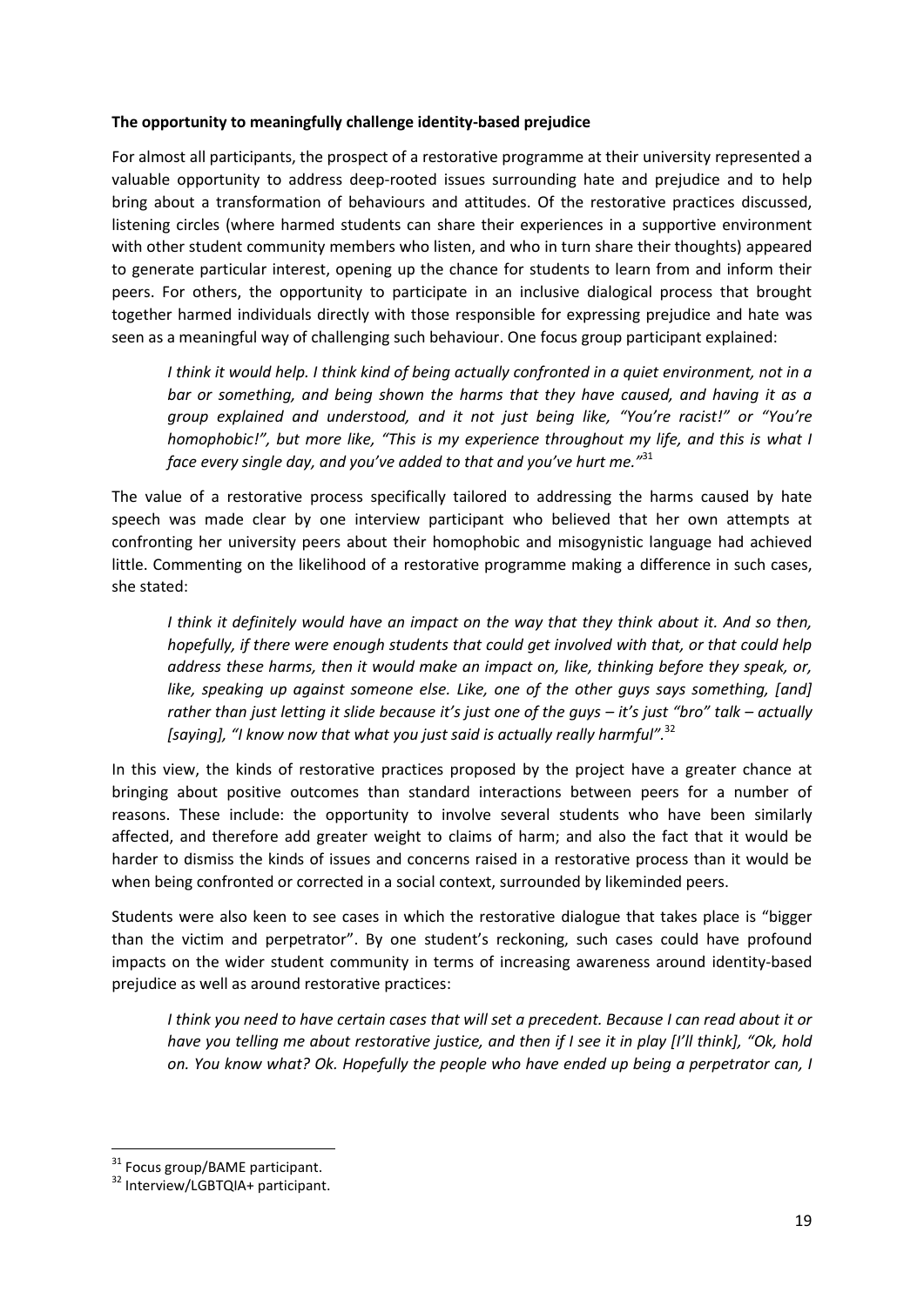**The opportunity to meaningfully challenge identity-based prejudice**

For almost all participants, the prospect of a restorative programme at their university represented a valuable opportunity to address deep-rooted issues surrounding hate and prejudice and to help bring about a transformation of behaviours and attitudes. Of the restorative practices discussed, listening circles (where harmed students can share their experiences in a supportive environment with other student community members who listen, and who in turn share their thoughts) appeared to generate particular interest, opening up the chance for students to learn from and inform their peers. For others, the opportunity to participate in an inclusive dialogical process that brought together harmed individuals directly with those responsible for expressing prejudice and hate was seen as a meaningful way of challenging such behaviour. One focus group participant explained:

> *I think it would help. I think kind of being actually confronted in a quiet environment, not in a bar or something, and being shown the harms that they have caused, and having it as a group explained and understood, and it not just being like, "You're racist!" or "You're homophobic!", but more like, "This is my experience throughout my life, and this is what I face every single day, and you've added to that and you've hurt me."*[31]

The value of a restorative process specifically tailored to addressing the harms caused by hate speech was made clear by one interview participant who believed that her own attempts at confronting her university peers about their homophobic and misogynistic language had achieved little. Commenting on the likelihood of a restorative programme making a difference in such cases, she stated:

> *I think it definitely would have an impact on the way that they think about it. And so then, hopefully, if there were enough students that could get involved with that, or that could help address these harms, then it would make an impact on, like, thinking before they speak, or, like, speaking up against someone else. Like, one of the other guys says something, [and] rather than just letting it slide because it's just one of the guys – it's just "bro" talk – actually [saying], "I know now that what you just said is actually really harmful".*[32]

In this view, the kinds of restorative practices proposed by the project have a greater chance at bringing about positive outcomes than standard interactions between peers for a number of reasons. These include: the opportunity to involve several students who have been similarly affected, and therefore add greater weight to claims of harm; and also the fact that it would be harder to dismiss the kinds of issues and concerns raised in a restorative process than it would be when being confronted or corrected in a social context, surrounded by likeminded peers.

Students were also keen to see cases in which the restorative dialogue that takes place is "bigger than the victim and perpetrator". By one student's reckoning, such cases could have profound impacts on the wider student community in terms of increasing awareness around identity-based prejudice as well as around restorative practices:

> *I think you need to have certain cases that will set a precedent. Because I can read about it or have you telling me about restorative justice, and then if I see it in play [I'll think], "Ok, hold on. You know what? Ok. Hopefully the people who have ended up being a perpetrator can, I*

---

[31] Focus group/BAME participant.

[32] Interview/LGBTQIA+ participant.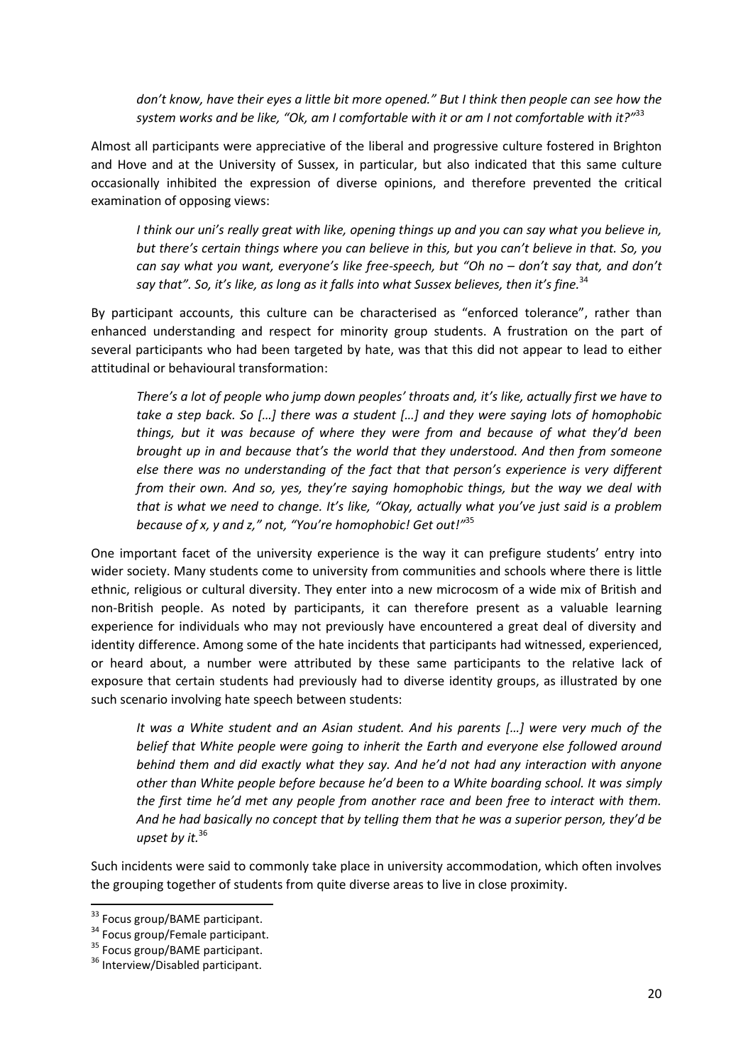*don't know, have their eyes a little bit more opened." But I think then people can see how the system works and be like, "Ok, am I comfortable with it or am I not comfortable with it?"*[33]

Almost all participants were appreciative of the liberal and progressive culture fostered in Brighton and Hove and at the University of Sussex, in particular, but also indicated that this same culture occasionally inhibited the expression of diverse opinions, and therefore prevented the critical examination of opposing views:

> *I think our uni's really great with like, opening things up and you can say what you believe in, but there's certain things where you can believe in this, but you can't believe in that. So, you can say what you want, everyone's like free-speech, but "Oh no – don't say that, and don't say that". So, it's like, as long as it falls into what Sussex believes, then it's fine.*[34]

By participant accounts, this culture can be characterised as "enforced tolerance", rather than enhanced understanding and respect for minority group students. A frustration on the part of several participants who had been targeted by hate, was that this did not appear to lead to either attitudinal or behavioural transformation:

> *There's a lot of people who jump down peoples' throats and, it's like, actually first we have to take a step back. So […] there was a student […] and they were saying lots of homophobic things, but it was because of where they were from and because of what they'd been brought up in and because that's the world that they understood. And then from someone else there was no understanding of the fact that that person's experience is very different from their own. And so, yes, they're saying homophobic things, but the way we deal with that is what we need to change. It's like, "Okay, actually what you've just said is a problem because of x, y and z," not, "You're homophobic! Get out!"*[35]

One important facet of the university experience is the way it can prefigure students' entry into wider society. Many students come to university from communities and schools where there is little ethnic, religious or cultural diversity. They enter into a new microcosm of a wide mix of British and non-British people. As noted by participants, it can therefore present as a valuable learning experience for individuals who may not previously have encountered a great deal of diversity and identity difference. Among some of the hate incidents that participants had witnessed, experienced, or heard about, a number were attributed by these same participants to the relative lack of exposure that certain students had previously had to diverse identity groups, as illustrated by one such scenario involving hate speech between students:

> *It was a White student and an Asian student. And his parents […] were very much of the belief that White people were going to inherit the Earth and everyone else followed around behind them and did exactly what they say. And he'd not had any interaction with anyone other than White people before because he'd been to a White boarding school. It was simply the first time he'd met any people from another race and been free to interact with them. And he had basically no concept that by telling them that he was a superior person, they'd be upset by it.*[36]

Such incidents were said to commonly take place in university accommodation, which often involves the grouping together of students from quite diverse areas to live in close proximity.

---

[33] Focus group/BAME participant.

[34] Focus group/Female participant.

[35] Focus group/BAME participant.

[36] Interview/Disabled participant.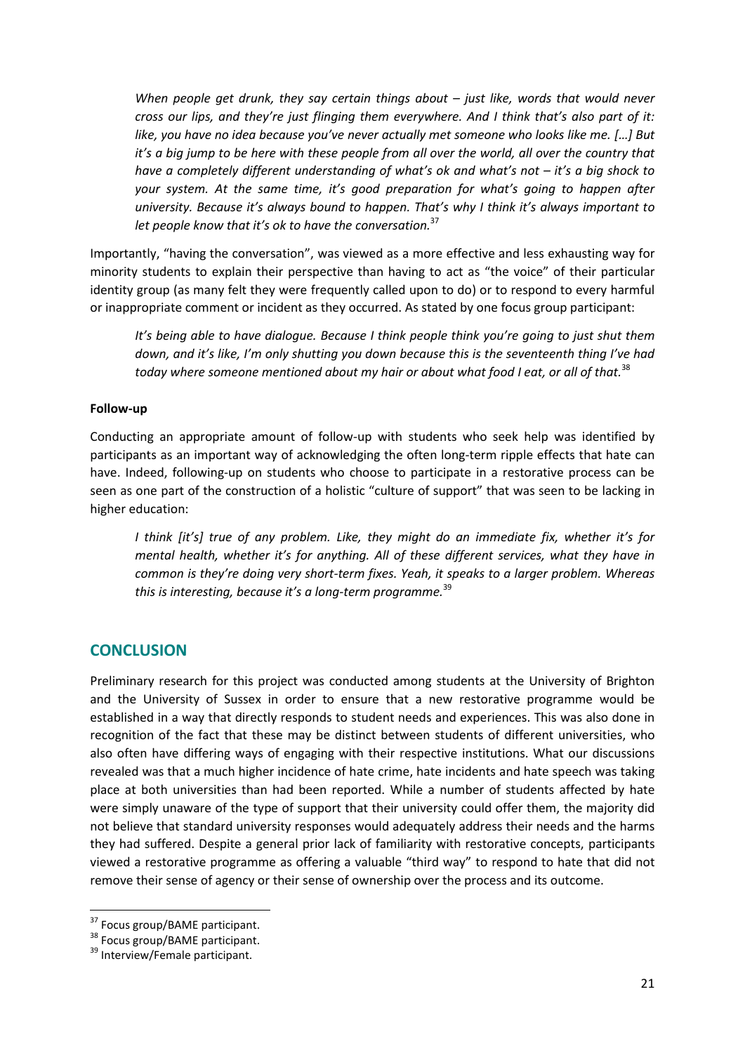> *When people get drunk, they say certain things about – just like, words that would never cross our lips, and they're just flinging them everywhere. And I think that's also part of it: like, you have no idea because you've never actually met someone who looks like me. […] But it's a big jump to be here with these people from all over the world, all over the country that have a completely different understanding of what's ok and what's not – it's a big shock to your system. At the same time, it's good preparation for what's going to happen after university. Because it's always bound to happen. That's why I think it's always important to let people know that it's ok to have the conversation.*[37]

Importantly, "having the conversation", was viewed as a more effective and less exhausting way for minority students to explain their perspective than having to act as "the voice" of their particular identity group (as many felt they were frequently called upon to do) or to respond to every harmful or inappropriate comment or incident as they occurred. As stated by one focus group participant:

> *It's being able to have dialogue. Because I think people think you're going to just shut them down, and it's like, I'm only shutting you down because this is the seventeenth thing I've had today where someone mentioned about my hair or about what food I eat, or all of that.*[38]

**Follow-up**

Conducting an appropriate amount of follow-up with students who seek help was identified by participants as an important way of acknowledging the often long-term ripple effects that hate can have. Indeed, following-up on students who choose to participate in a restorative process can be seen as one part of the construction of a holistic "culture of support" that was seen to be lacking in higher education:

> *I think [it's] true of any problem. Like, they might do an immediate fix, whether it's for mental health, whether it's for anything. All of these different services, what they have in common is they're doing very short-term fixes. Yeah, it speaks to a larger problem. Whereas this is interesting, because it's a long-term programme.*[39]

## CONCLUSION

Preliminary research for this project was conducted among students at the University of Brighton and the University of Sussex in order to ensure that a new restorative programme would be established in a way that directly responds to student needs and experiences. This was also done in recognition of the fact that these may be distinct between students of different universities, who also often have differing ways of engaging with their respective institutions. What our discussions revealed was that a much higher incidence of hate crime, hate incidents and hate speech was taking place at both universities than had been reported. While a number of students affected by hate were simply unaware of the type of support that their university could offer them, the majority did not believe that standard university responses would adequately address their needs and the harms they had suffered. Despite a general prior lack of familiarity with restorative concepts, participants viewed a restorative programme as offering a valuable "third way" to respond to hate that did not remove their sense of agency or their sense of ownership over the process and its outcome.

---

[37] Focus group/BAME participant.

[38] Focus group/BAME participant.

[39] Interview/Female participant.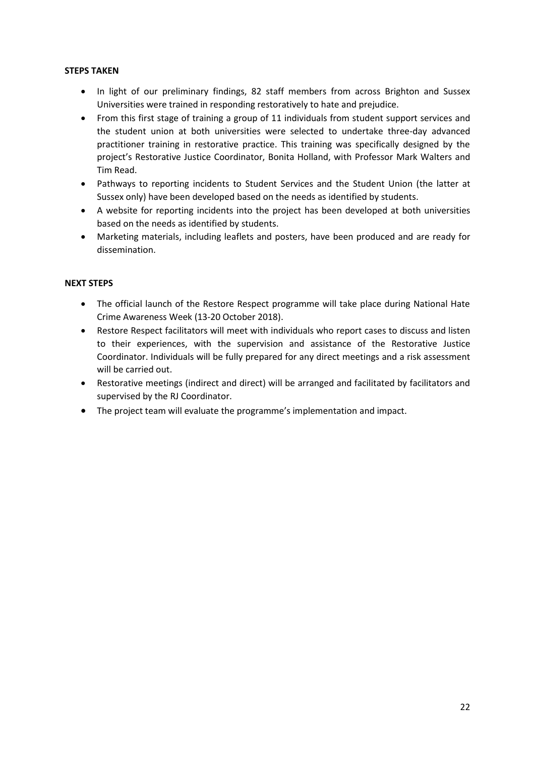**STEPS TAKEN**

- In light of our preliminary findings, 82 staff members from across Brighton and Sussex Universities were trained in responding restoratively to hate and prejudice.
- From this first stage of training a group of 11 individuals from student support services and the student union at both universities were selected to undertake three-day advanced practitioner training in restorative practice. This training was specifically designed by the project's Restorative Justice Coordinator, Bonita Holland, with Professor Mark Walters and Tim Read.
- Pathways to reporting incidents to Student Services and the Student Union (the latter at Sussex only) have been developed based on the needs as identified by students.
- A website for reporting incidents into the project has been developed at both universities based on the needs as identified by students.
- Marketing materials, including leaflets and posters, have been produced and are ready for dissemination.

**NEXT STEPS**

- The official launch of the Restore Respect programme will take place during National Hate Crime Awareness Week (13-20 October 2018).
- Restore Respect facilitators will meet with individuals who report cases to discuss and listen to their experiences, with the supervision and assistance of the Restorative Justice Coordinator. Individuals will be fully prepared for any direct meetings and a risk assessment will be carried out.
- Restorative meetings (indirect and direct) will be arranged and facilitated by facilitators and supervised by the RJ Coordinator.
- The project team will evaluate the programme's implementation and impact.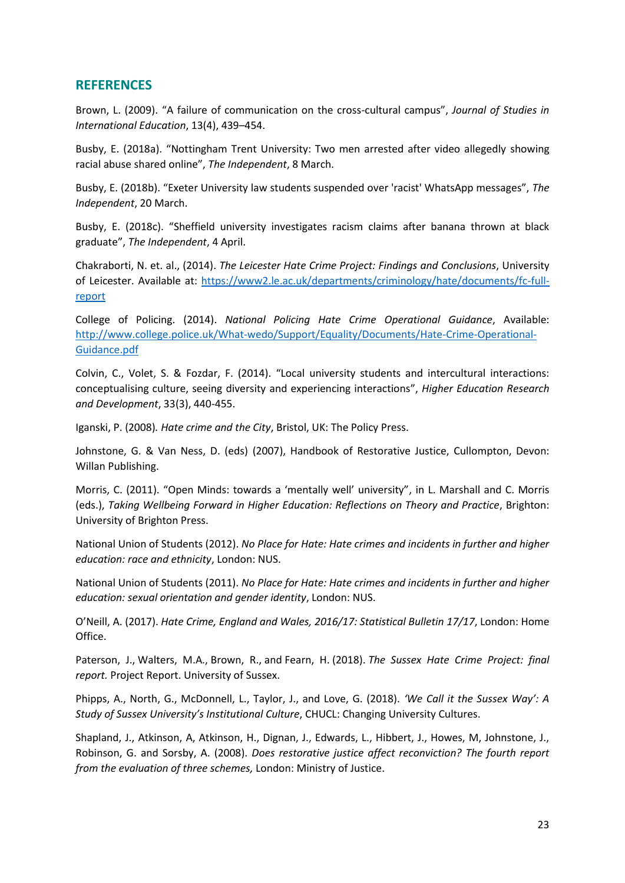## REFERENCES

Brown, L. (2009). “A failure of communication on the cross-cultural campus”, *Journal of Studies in International Education*, 13(4), 439–454.

Busby, E. (2018a). “Nottingham Trent University: Two men arrested after video allegedly showing racial abuse shared online”, *The Independent*, 8 March.

Busby, E. (2018b). “Exeter University law students suspended over 'racist' WhatsApp messages”, *The Independent*, 20 March.

Busby, E. (2018c). “Sheffield university investigates racism claims after banana thrown at black graduate”, *The Independent*, 4 April.

Chakraborti, N. et. al., (2014). *The Leicester Hate Crime Project: Findings and Conclusions*, University of Leicester. Available at: [https://www2.le.ac.uk/departments/criminology/hate/documents/fc-full-report](https://www2.le.ac.uk/departments/criminology/hate/documents/fc-full-report)

College of Policing. (2014). *National Policing Hate Crime Operational Guidance*, Available: [http://www.college.police.uk/What-wedo/Support/Equality/Documents/Hate-Crime-Operational-Guidance.pdf](http://www.college.police.uk/What-wedo/Support/Equality/Documents/Hate-Crime-Operational-Guidance.pdf)

Colvin, C., Volet, S. & Fozdar, F. (2014). “Local university students and intercultural interactions: conceptualising culture, seeing diversity and experiencing interactions”, *Higher Education Research and Development*, 33(3), 440-455.

Iganski, P. (2008). *Hate crime and the City*, Bristol, UK: The Policy Press.

Johnstone, G. & Van Ness, D. (eds) (2007), Handbook of Restorative Justice, Cullompton, Devon: Willan Publishing.

Morris, C. (2011). “Open Minds: towards a ‘mentally well’ university”, in L. Marshall and C. Morris (eds.), *Taking Wellbeing Forward in Higher Education: Reflections on Theory and Practice*, Brighton: University of Brighton Press.

National Union of Students (2012). *No Place for Hate: Hate crimes and incidents in further and higher education: race and ethnicity*, London: NUS.

National Union of Students (2011). *No Place for Hate: Hate crimes and incidents in further and higher education: sexual orientation and gender identity*, London: NUS.

O’Neill, A. (2017). *Hate Crime, England and Wales, 2016/17: Statistical Bulletin 17/17*, London: Home Office.

Paterson, J., Walters, M.A., Brown, R., and Fearn, H. (2018). *The Sussex Hate Crime Project: final report.* Project Report. University of Sussex.

Phipps, A., North, G., McDonnell, L., Taylor, J., and Love, G. (2018). *‘We Call it the Sussex Way’: A Study of Sussex University’s Institutional Culture*, CHUCL: Changing University Cultures.

Shapland, J., Atkinson, A, Atkinson, H., Dignan, J., Edwards, L., Hibbert, J., Howes, M, Johnstone, J., Robinson, G. and Sorsby, A. (2008). *Does restorative justice affect reconviction? The fourth report from the evaluation of three schemes,* London: Ministry of Justice.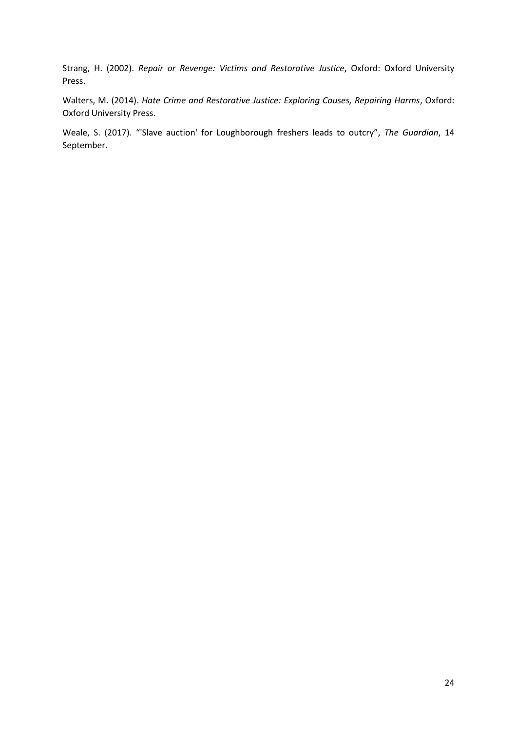Strang, H. (2002). *Repair or Revenge: Victims and Restorative Justice*, Oxford: Oxford University Press.

Walters, M. (2014). *Hate Crime and Restorative Justice: Exploring Causes, Repairing Harms*, Oxford: Oxford University Press.

Weale, S. (2017). "'Slave auction' for Loughborough freshers leads to outcry", *The Guardian*, 14 September.